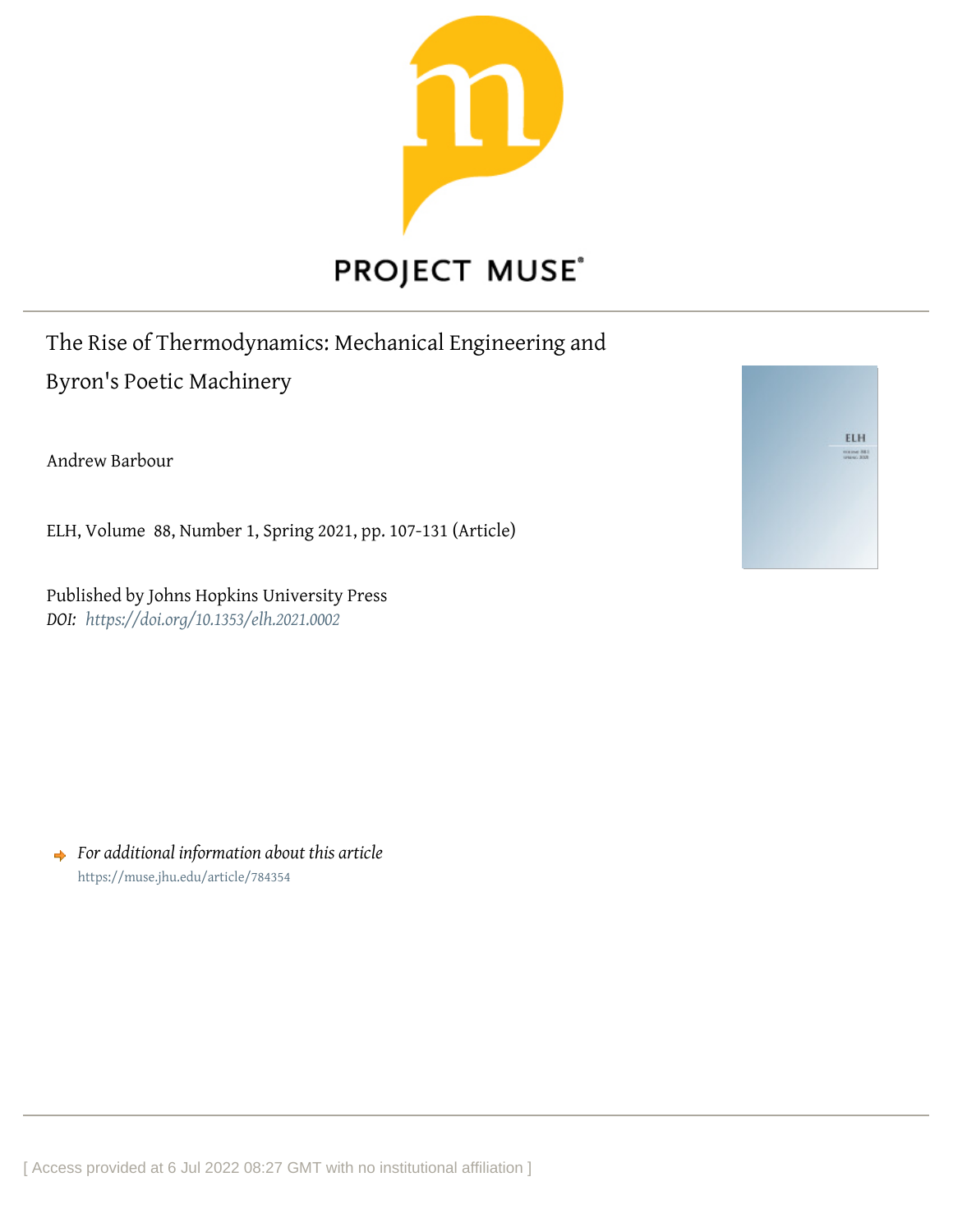PROJECT MUSE®

# The Rise of Thermodynamics: Mechanical Engineering and Byron's Poetic Machinery

Andrew Barbour

ELH, Volume 88, Number 1, Spring 2021, pp. 107-131 (Article)

Published by Johns Hopkins University Press

*DOI: https://doi.org/10.1353/elh.2021.0002*

*For additional information about this article*

https://muse.jhu.edu/article/784354

[ Access provided at 6 Jul 2022 08:27 GMT with no institutional affiliation ]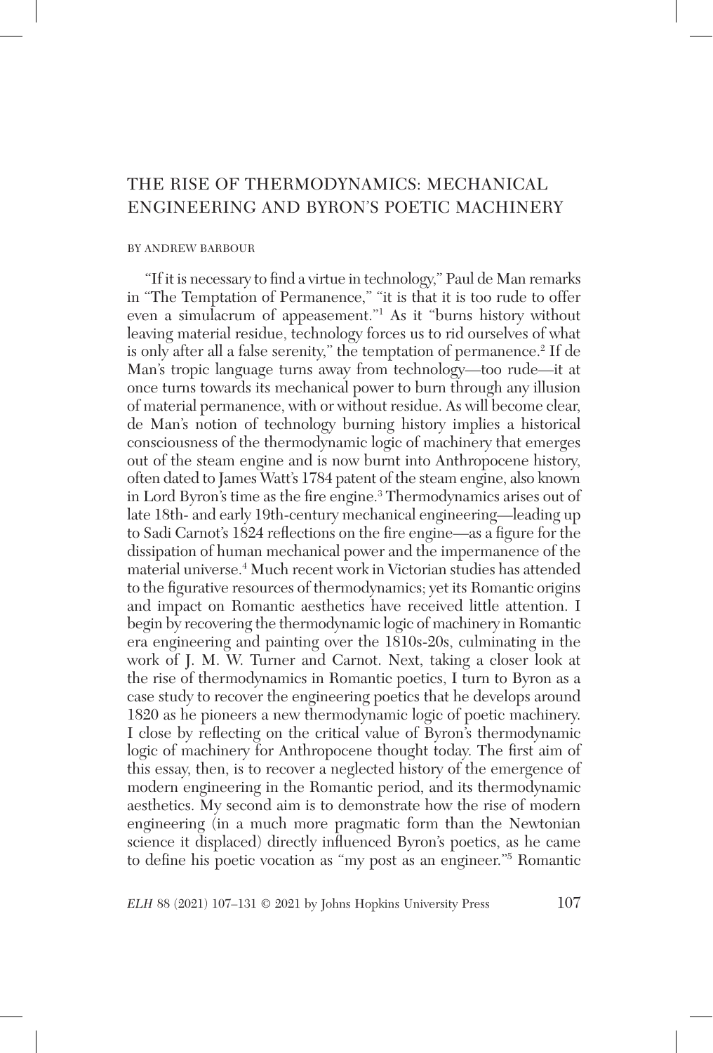# THE RISE OF THERMODYNAMICS: MECHANICAL ENGINEERING AND BYRON'S POETIC MACHINERY

BY ANDREW BARBOUR

"If it is necessary to find a virtue in technology," Paul de Man remarks in "The Temptation of Permanence," "it is that it is too rude to offer even a simulacrum of appeasement."[1] As it "burns history without leaving material residue, technology forces us to rid ourselves of what is only after all a false serenity," the temptation of permanence.[2] If de Man's tropic language turns away from technology—too rude—it at once turns towards its mechanical power to burn through any illusion of material permanence, with or without residue. As will become clear, de Man's notion of technology burning history implies a historical consciousness of the thermodynamic logic of machinery that emerges out of the steam engine and is now burnt into Anthropocene history, often dated to James Watt's 1784 patent of the steam engine, also known in Lord Byron's time as the fire engine.[3] Thermodynamics arises out of late 18th- and early 19th-century mechanical engineering—leading up to Sadi Carnot's 1824 reflections on the fire engine—as a figure for the dissipation of human mechanical power and the impermanence of the material universe.[4] Much recent work in Victorian studies has attended to the figurative resources of thermodynamics; yet its Romantic origins and impact on Romantic aesthetics have received little attention. I begin by recovering the thermodynamic logic of machinery in Romantic era engineering and painting over the 1810s-20s, culminating in the work of J. M. W. Turner and Carnot. Next, taking a closer look at the rise of thermodynamics in Romantic poetics, I turn to Byron as a case study to recover the engineering poetics that he develops around 1820 as he pioneers a new thermodynamic logic of poetic machinery. I close by reflecting on the critical value of Byron's thermodynamic logic of machinery for Anthropocene thought today. The first aim of this essay, then, is to recover a neglected history of the emergence of modern engineering in the Romantic period, and its thermodynamic aesthetics. My second aim is to demonstrate how the rise of modern engineering (in a much more pragmatic form than the Newtonian science it displaced) directly influenced Byron's poetics, as he came to define his poetic vocation as "my post as an engineer."[5] Romantic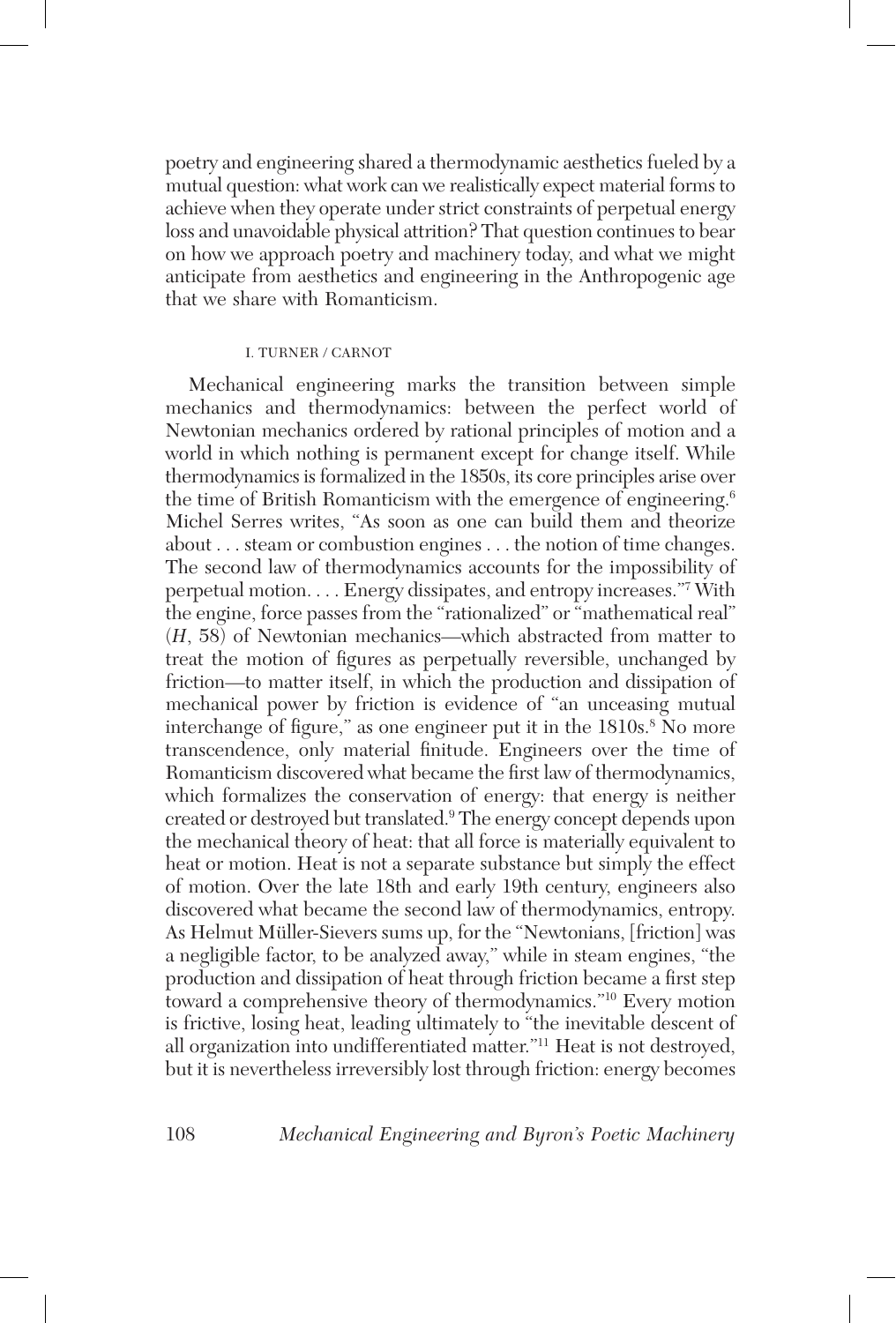poetry and engineering shared a thermodynamic aesthetics fueled by a mutual question: what work can we realistically expect material forms to achieve when they operate under strict constraints of perpetual energy loss and unavoidable physical attrition? That question continues to bear on how we approach poetry and machinery today, and what we might anticipate from aesthetics and engineering in the Anthropogenic age that we share with Romanticism.

## I. TURNER / CARNOT

Mechanical engineering marks the transition between simple mechanics and thermodynamics: between the perfect world of Newtonian mechanics ordered by rational principles of motion and a world in which nothing is permanent except for change itself. While thermodynamics is formalized in the 1850s, its core principles arise over the time of British Romanticism with the emergence of engineering.[6] Michel Serres writes, "As soon as one can build them and theorize about . . . steam or combustion engines . . . the notion of time changes. The second law of thermodynamics accounts for the impossibility of perpetual motion. . . . Energy dissipates, and entropy increases."[7] With the engine, force passes from the "rationalized" or "mathematical real" (*H*, 58) of Newtonian mechanics—which abstracted from matter to treat the motion of figures as perpetually reversible, unchanged by friction—to matter itself, in which the production and dissipation of mechanical power by friction is evidence of "an unceasing mutual interchange of figure," as one engineer put it in the 1810s.[8] No more transcendence, only material finitude. Engineers over the time of Romanticism discovered what became the first law of thermodynamics, which formalizes the conservation of energy: that energy is neither created or destroyed but translated.[9] The energy concept depends upon the mechanical theory of heat: that all force is materially equivalent to heat or motion. Heat is not a separate substance but simply the effect of motion. Over the late 18th and early 19th century, engineers also discovered what became the second law of thermodynamics, entropy. As Helmut Müller-Sievers sums up, for the "Newtonians, [friction] was a negligible factor, to be analyzed away," while in steam engines, "the production and dissipation of heat through friction became a first step toward a comprehensive theory of thermodynamics."[10] Every motion is frictive, losing heat, leading ultimately to "the inevitable descent of all organization into undifferentiated matter."[11] Heat is not destroyed, but it is nevertheless irreversibly lost through friction: energy becomes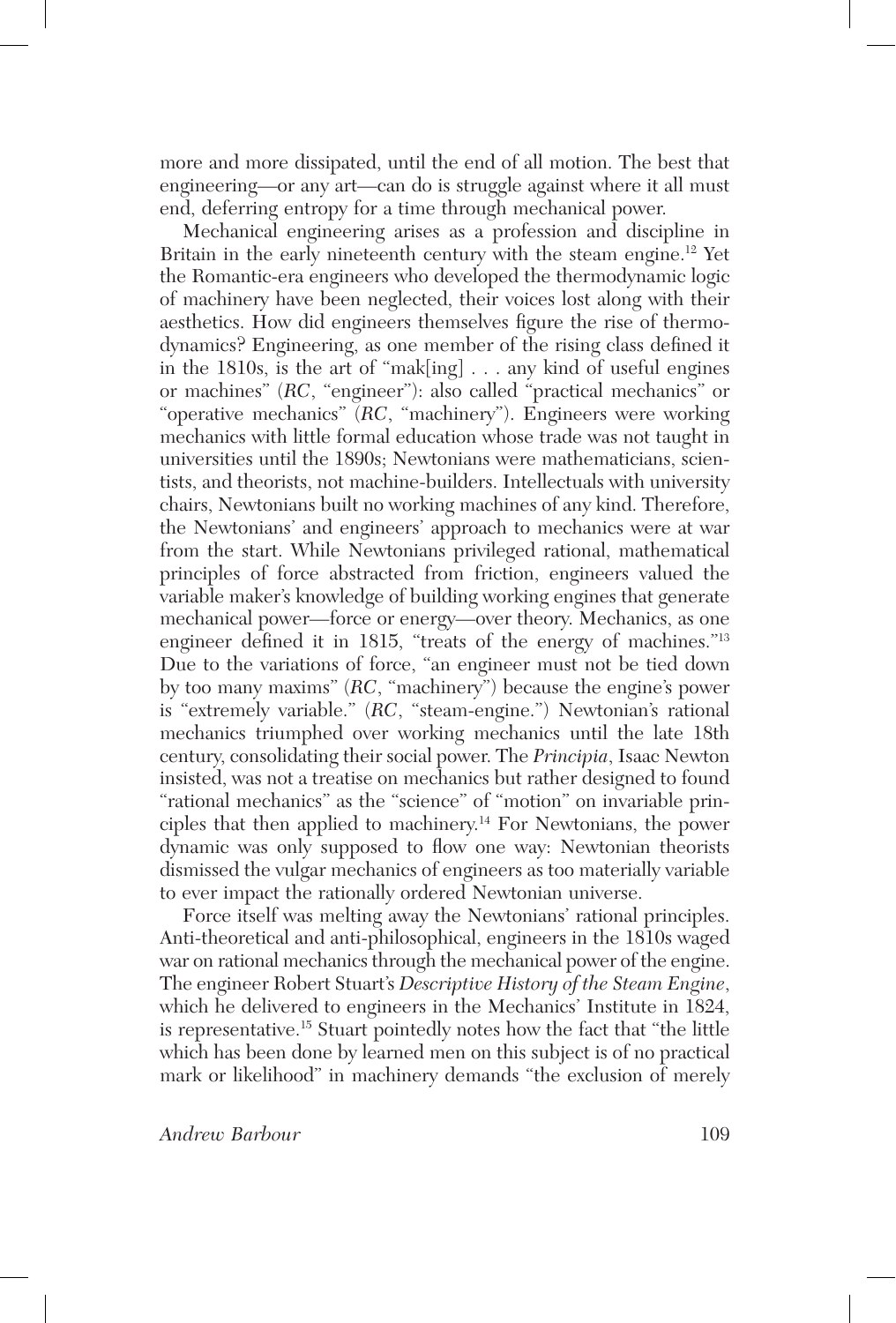more and more dissipated, until the end of all motion. The best that engineering—or any art—can do is struggle against where it all must end, deferring entropy for a time through mechanical power.

Mechanical engineering arises as a profession and discipline in Britain in the early nineteenth century with the steam engine.[12] Yet the Romantic-era engineers who developed the thermodynamic logic of machinery have been neglected, their voices lost along with their aesthetics. How did engineers themselves figure the rise of thermodynamics? Engineering, as one member of the rising class defined it in the 1810s, is the art of "mak[ing] . . . any kind of useful engines or machines" (*RC*, "engineer"): also called "practical mechanics" or "operative mechanics" (*RC*, "machinery"). Engineers were working mechanics with little formal education whose trade was not taught in universities until the 1890s; Newtonians were mathematicians, scientists, and theorists, not machine-builders. Intellectuals with university chairs, Newtonians built no working machines of any kind. Therefore, the Newtonians' and engineers' approach to mechanics were at war from the start. While Newtonians privileged rational, mathematical principles of force abstracted from friction, engineers valued the variable maker's knowledge of building working engines that generate mechanical power—force or energy—over theory. Mechanics, as one engineer defined it in 1815, "treats of the energy of machines."[13] Due to the variations of force, "an engineer must not be tied down by too many maxims" (*RC*, "machinery") because the engine's power is "extremely variable." (*RC*, "steam-engine.") Newtonian's rational mechanics triumphed over working mechanics until the late 18th century, consolidating their social power. The *Principia*, Isaac Newton insisted, was not a treatise on mechanics but rather designed to found "rational mechanics" as the "science" of "motion" on invariable principles that then applied to machinery.[14] For Newtonians, the power dynamic was only supposed to flow one way: Newtonian theorists dismissed the vulgar mechanics of engineers as too materially variable to ever impact the rationally ordered Newtonian universe.

Force itself was melting away the Newtonians' rational principles. Anti-theoretical and anti-philosophical, engineers in the 1810s waged war on rational mechanics through the mechanical power of the engine. The engineer Robert Stuart's *Descriptive History of the Steam Engine*, which he delivered to engineers in the Mechanics' Institute in 1824, is representative.[15] Stuart pointedly notes how the fact that "the little which has been done by learned men on this subject is of no practical mark or likelihood" in machinery demands "the exclusion of merely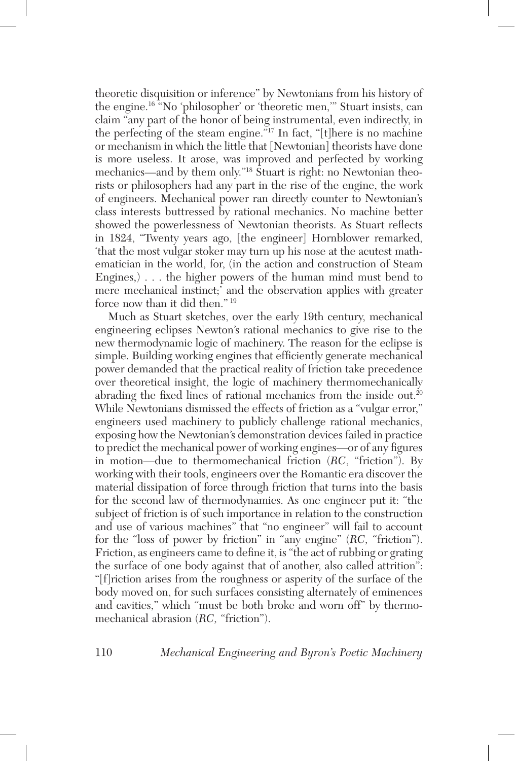theoretic disquisition or inference" by Newtonians from his history of the engine.[16] "No 'philosopher' or 'theoretic men,'" Stuart insists, can claim "any part of the honor of being instrumental, even indirectly, in the perfecting of the steam engine."[17] In fact, "[t]here is no machine or mechanism in which the little that [Newtonian] theorists have done is more useless. It arose, was improved and perfected by working mechanics—and by them only."[18] Stuart is right: no Newtonian theorists or philosophers had any part in the rise of the engine, the work of engineers. Mechanical power ran directly counter to Newtonian's class interests buttressed by rational mechanics. No machine better showed the powerlessness of Newtonian theorists. As Stuart reflects in 1824, "Twenty years ago, [the engineer] Hornblower remarked, 'that the most vulgar stoker may turn up his nose at the acutest mathematician in the world, for, (in the action and construction of Steam Engines,) . . . the higher powers of the human mind must bend to mere mechanical instinct;' and the observation applies with greater force now than it did then."[19]

Much as Stuart sketches, over the early 19th century, mechanical engineering eclipses Newton's rational mechanics to give rise to the new thermodynamic logic of machinery. The reason for the eclipse is simple. Building working engines that efficiently generate mechanical power demanded that the practical reality of friction take precedence over theoretical insight, the logic of machinery thermomechanically abrading the fixed lines of rational mechanics from the inside out.[20] While Newtonians dismissed the effects of friction as a "vulgar error," engineers used machinery to publicly challenge rational mechanics, exposing how the Newtonian's demonstration devices failed in practice to predict the mechanical power of working engines—or of any figures in motion—due to thermomechanical friction (*RC*, "friction"). By working with their tools, engineers over the Romantic era discover the material dissipation of force through friction that turns into the basis for the second law of thermodynamics. As one engineer put it: "the subject of friction is of such importance in relation to the construction and use of various machines" that "no engineer" will fail to account for the "loss of power by friction" in "any engine" (*RC*, "friction"). Friction, as engineers came to define it, is "the act of rubbing or grating the surface of one body against that of another, also called attrition": "[f]riction arises from the roughness or asperity of the surface of the body moved on, for such surfaces consisting alternately of eminences and cavities," which "must be both broke and worn off" by thermomechanical abrasion (*RC*, "friction").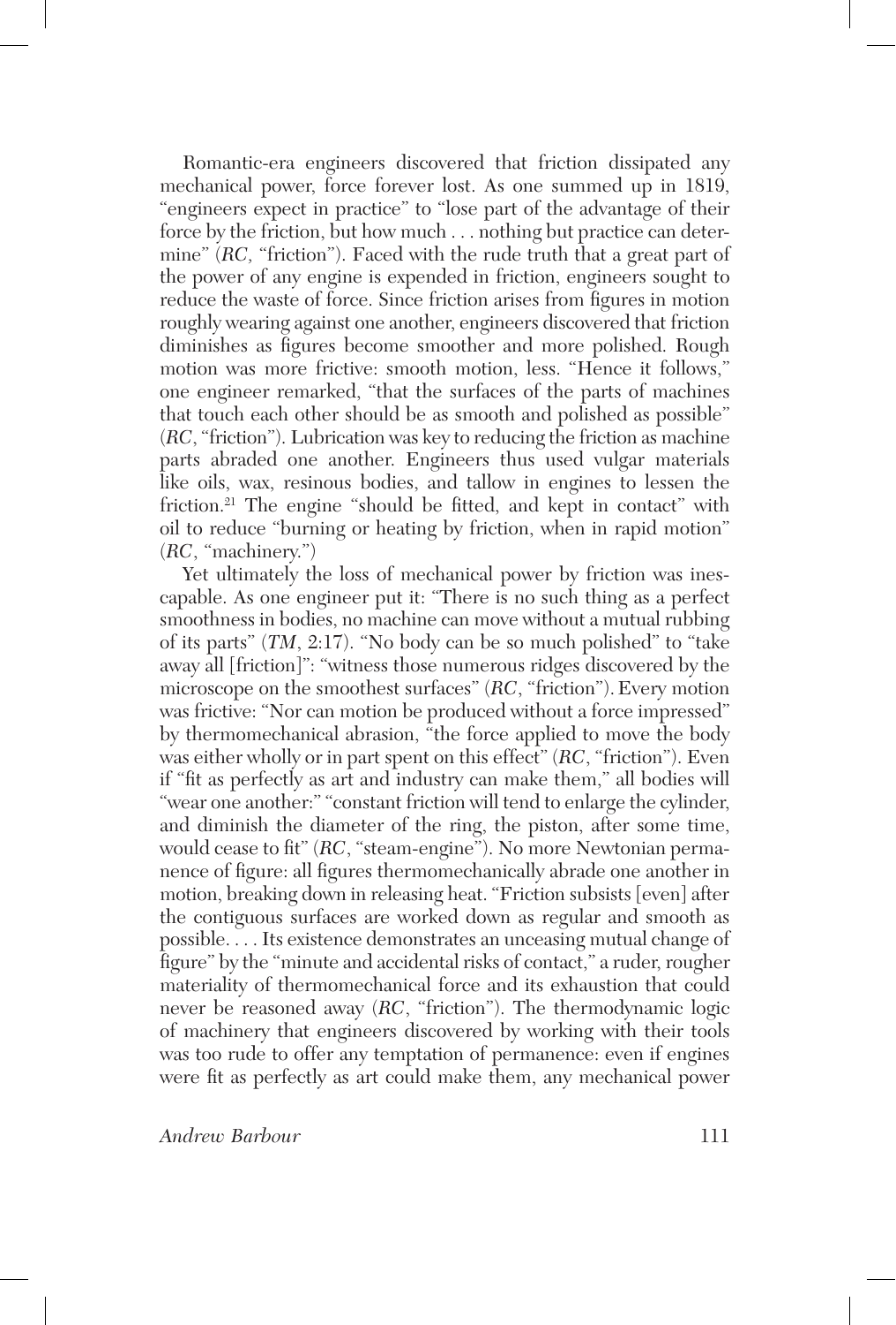Romantic-era engineers discovered that friction dissipated any mechanical power, force forever lost. As one summed up in 1819, "engineers expect in practice" to "lose part of the advantage of their force by the friction, but how much . . . nothing but practice can determine" (*RC*, "friction"). Faced with the rude truth that a great part of the power of any engine is expended in friction, engineers sought to reduce the waste of force. Since friction arises from figures in motion roughly wearing against one another, engineers discovered that friction diminishes as figures become smoother and more polished. Rough motion was more frictive: smooth motion, less. "Hence it follows," one engineer remarked, "that the surfaces of the parts of machines that touch each other should be as smooth and polished as possible" (*RC*, "friction"). Lubrication was key to reducing the friction as machine parts abraded one another. Engineers thus used vulgar materials like oils, wax, resinous bodies, and tallow in engines to lessen the friction.[21] The engine "should be fitted, and kept in contact" with oil to reduce "burning or heating by friction, when in rapid motion" (*RC*, "machinery.")

Yet ultimately the loss of mechanical power by friction was inescapable. As one engineer put it: "There is no such thing as a perfect smoothness in bodies, no machine can move without a mutual rubbing of its parts" (*TM*, 2:17). "No body can be so much polished" to "take away all [friction]": "witness those numerous ridges discovered by the microscope on the smoothest surfaces" (*RC*, "friction"). Every motion was frictive: "Nor can motion be produced without a force impressed" by thermomechanical abrasion, "the force applied to move the body was either wholly or in part spent on this effect" (*RC*, "friction"). Even if "fit as perfectly as art and industry can make them," all bodies will "wear one another:" "constant friction will tend to enlarge the cylinder, and diminish the diameter of the ring, the piston, after some time, would cease to fit" (*RC*, "steam-engine"). No more Newtonian permanence of figure: all figures thermomechanically abrade one another in motion, breaking down in releasing heat. "Friction subsists [even] after the contiguous surfaces are worked down as regular and smooth as possible. . . . Its existence demonstrates an unceasing mutual change of figure" by the "minute and accidental risks of contact," a ruder, rougher materiality of thermomechanical force and its exhaustion that could never be reasoned away (*RC*, "friction"). The thermodynamic logic of machinery that engineers discovered by working with their tools was too rude to offer any temptation of permanence: even if engines were fit as perfectly as art could make them, any mechanical power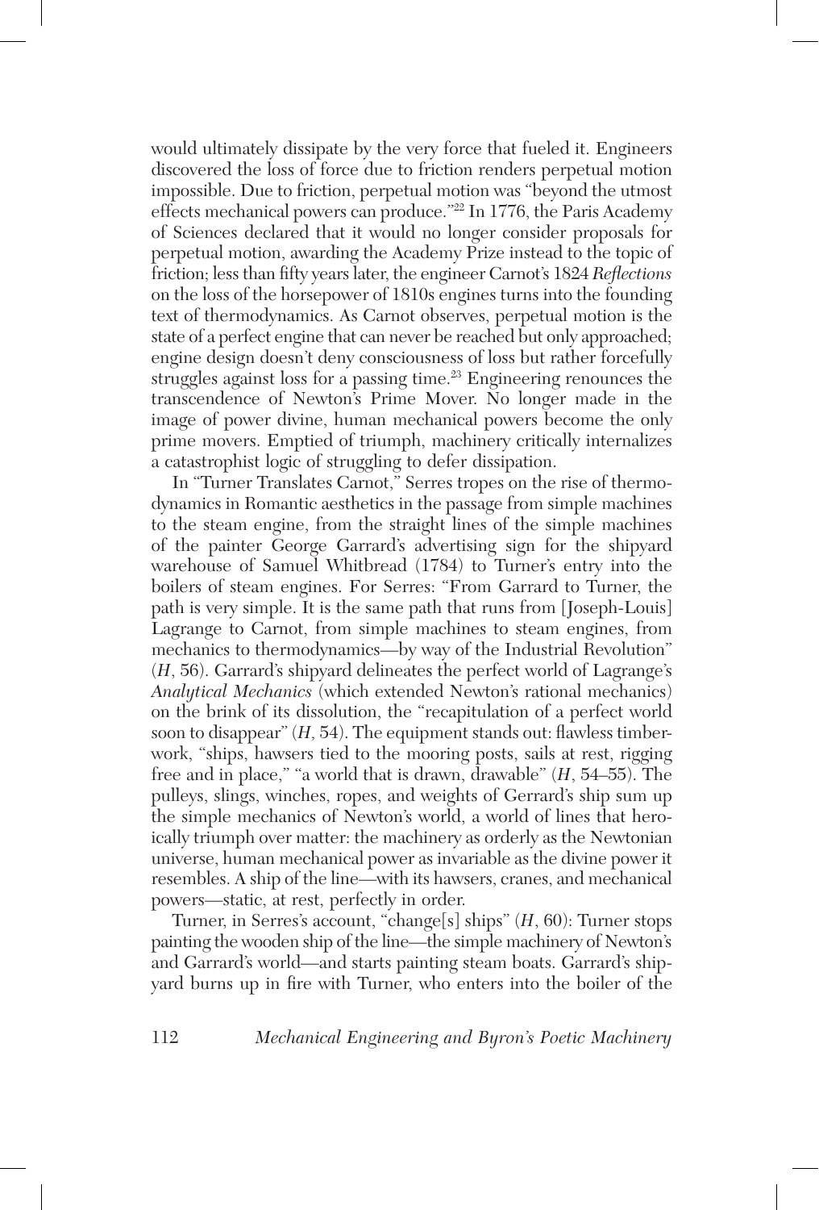would ultimately dissipate by the very force that fueled it. Engineers discovered the loss of force due to friction renders perpetual motion impossible. Due to friction, perpetual motion was "beyond the utmost effects mechanical powers can produce."[22] In 1776, the Paris Academy of Sciences declared that it would no longer consider proposals for perpetual motion, awarding the Academy Prize instead to the topic of friction; less than fifty years later, the engineer Carnot's 1824 *Reflections* on the loss of the horsepower of 1810s engines turns into the founding text of thermodynamics. As Carnot observes, perpetual motion is the state of a perfect engine that can never be reached but only approached; engine design doesn't deny consciousness of loss but rather forcefully struggles against loss for a passing time.[23] Engineering renounces the transcendence of Newton's Prime Mover. No longer made in the image of power divine, human mechanical powers become the only prime movers. Emptied of triumph, machinery critically internalizes a catastrophist logic of struggling to defer dissipation.

In "Turner Translates Carnot," Serres tropes on the rise of thermodynamics in Romantic aesthetics in the passage from simple machines to the steam engine, from the straight lines of the simple machines of the painter George Garrard's advertising sign for the shipyard warehouse of Samuel Whitbread (1784) to Turner's entry into the boilers of steam engines. For Serres: "From Garrard to Turner, the path is very simple. It is the same path that runs from [Joseph-Louis] Lagrange to Carnot, from simple machines to steam engines, from mechanics to thermodynamics—by way of the Industrial Revolution" (*H*, 56). Garrard's shipyard delineates the perfect world of Lagrange's *Analytical Mechanics* (which extended Newton's rational mechanics) on the brink of its dissolution, the "recapitulation of a perfect world soon to disappear" (*H,* 54). The equipment stands out: flawless timberwork, "ships, hawsers tied to the mooring posts, sails at rest, rigging free and in place," "a world that is drawn, drawable" (*H*, 54–55). The pulleys, slings, winches, ropes, and weights of Gerrard's ship sum up the simple mechanics of Newton's world, a world of lines that heroically triumph over matter: the machinery as orderly as the Newtonian universe, human mechanical power as invariable as the divine power it resembles. A ship of the line—with its hawsers, cranes, and mechanical powers—static, at rest, perfectly in order.

Turner, in Serres's account, "change[s] ships" (*H*, 60): Turner stops painting the wooden ship of the line—the simple machinery of Newton's and Garrard's world—and starts painting steam boats. Garrard's shipyard burns up in fire with Turner, who enters into the boiler of the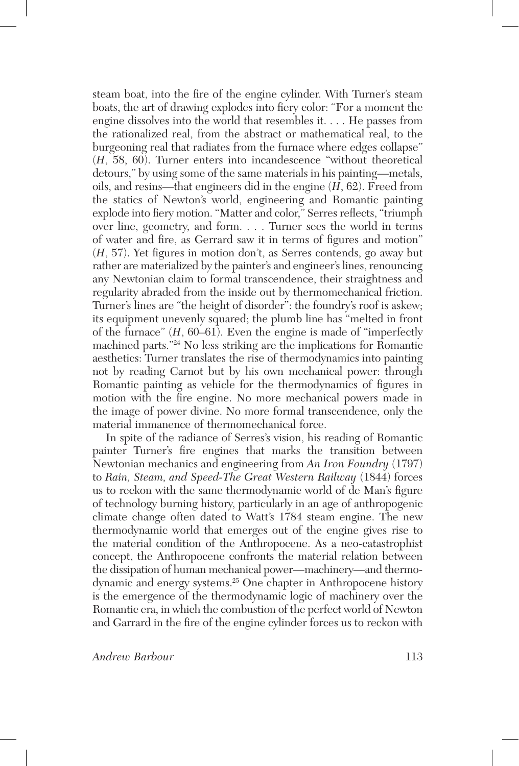steam boat, into the fire of the engine cylinder. With Turner's steam boats, the art of drawing explodes into fiery color: "For a moment the engine dissolves into the world that resembles it. . . . He passes from the rationalized real, from the abstract or mathematical real, to the burgeoning real that radiates from the furnace where edges collapse" (*H*, 58, 60). Turner enters into incandescence "without theoretical detours," by using some of the same materials in his painting—metals, oils, and resins—that engineers did in the engine (*H*, 62). Freed from the statics of Newton's world, engineering and Romantic painting explode into fiery motion. "Matter and color," Serres reflects, "triumph over line, geometry, and form. . . . Turner sees the world in terms of water and fire, as Gerrard saw it in terms of figures and motion" (*H*, 57). Yet figures in motion don't, as Serres contends, go away but rather are materialized by the painter's and engineer's lines, renouncing any Newtonian claim to formal transcendence, their straightness and regularity abraded from the inside out by thermomechanical friction. Turner's lines are "the height of disorder": the foundry's roof is askew; its equipment unevenly squared; the plumb line has "melted in front of the furnace" (*H*, 60–61). Even the engine is made of "imperfectly machined parts."[24] No less striking are the implications for Romantic aesthetics: Turner translates the rise of thermodynamics into painting not by reading Carnot but by his own mechanical power: through Romantic painting as vehicle for the thermodynamics of figures in motion with the fire engine. No more mechanical powers made in the image of power divine. No more formal transcendence, only the material immanence of thermomechanical force.

In spite of the radiance of Serres's vision, his reading of Romantic painter Turner's fire engines that marks the transition between Newtonian mechanics and engineering from *An Iron Foundry* (1797) to *Rain, Steam, and Speed-The Great Western Railway* (1844) forces us to reckon with the same thermodynamic world of de Man's figure of technology burning history, particularly in an age of anthropogenic climate change often dated to Watt's 1784 steam engine. The new thermodynamic world that emerges out of the engine gives rise to the material condition of the Anthropocene. As a neo-catastrophist concept, the Anthropocene confronts the material relation between the dissipation of human mechanical power—machinery—and thermodynamic and energy systems.[25] One chapter in Anthropocene history is the emergence of the thermodynamic logic of machinery over the Romantic era, in which the combustion of the perfect world of Newton and Garrard in the fire of the engine cylinder forces us to reckon with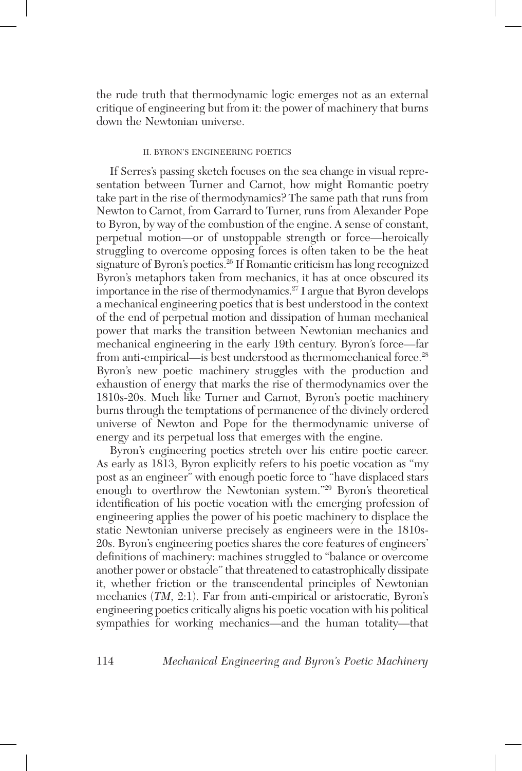the rude truth that thermodynamic logic emerges not as an external critique of engineering but from it: the power of machinery that burns down the Newtonian universe.

## II. Byron's Engineering Poetics

If Serres's passing sketch focuses on the sea change in visual representation between Turner and Carnot, how might Romantic poetry take part in the rise of thermodynamics? The same path that runs from Newton to Carnot, from Garrard to Turner, runs from Alexander Pope to Byron, by way of the combustion of the engine. A sense of constant, perpetual motion—or of unstoppable strength or force—heroically struggling to overcome opposing forces is often taken to be the heat signature of Byron's poetics.[26] If Romantic criticism has long recognized Byron's metaphors taken from mechanics, it has at once obscured its importance in the rise of thermodynamics.[27] I argue that Byron develops a mechanical engineering poetics that is best understood in the context of the end of perpetual motion and dissipation of human mechanical power that marks the transition between Newtonian mechanics and mechanical engineering in the early 19th century. Byron's force—far from anti-empirical—is best understood as thermomechanical force.[28] Byron's new poetic machinery struggles with the production and exhaustion of energy that marks the rise of thermodynamics over the 1810s-20s. Much like Turner and Carnot, Byron's poetic machinery burns through the temptations of permanence of the divinely ordered universe of Newton and Pope for the thermodynamic universe of energy and its perpetual loss that emerges with the engine.

Byron's engineering poetics stretch over his entire poetic career. As early as 1813, Byron explicitly refers to his poetic vocation as "my post as an engineer" with enough poetic force to "have displaced stars enough to overthrow the Newtonian system."[29] Byron's theoretical identification of his poetic vocation with the emerging profession of engineering applies the power of his poetic machinery to displace the static Newtonian universe precisely as engineers were in the 1810s-20s. Byron's engineering poetics shares the core features of engineers' definitions of machinery: machines struggled to "balance or overcome another power or obstacle" that threatened to catastrophically dissipate it, whether friction or the transcendental principles of Newtonian mechanics (*TM*, 2:1). Far from anti-empirical or aristocratic, Byron's engineering poetics critically aligns his poetic vocation with his political sympathies for working mechanics—and the human totality—that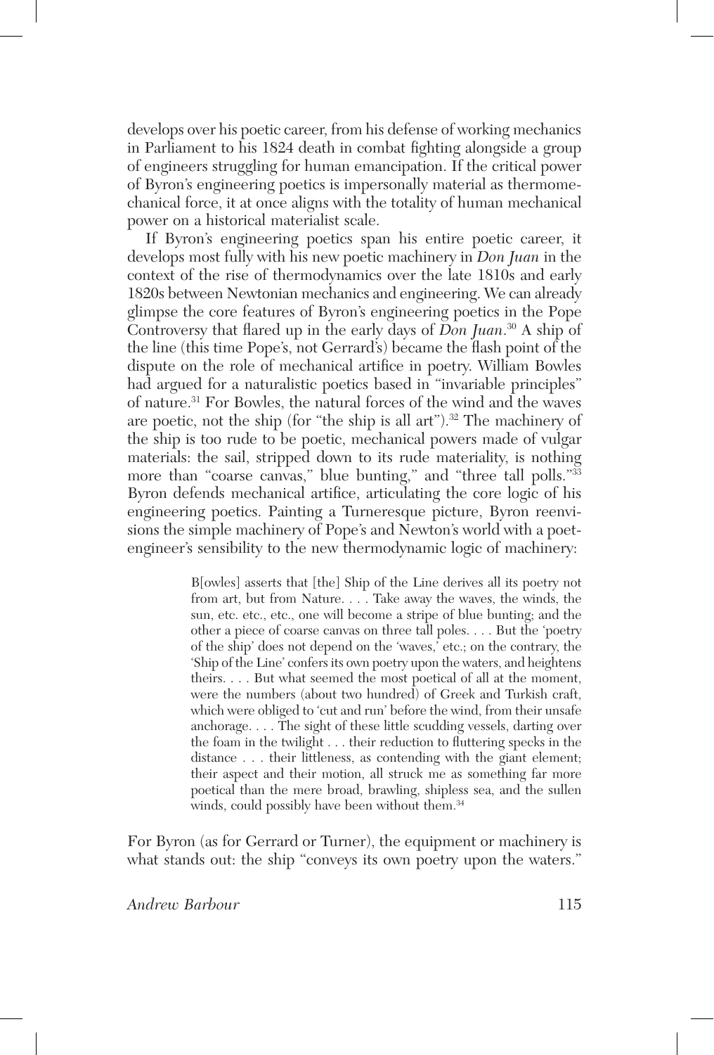develops over his poetic career, from his defense of working mechanics in Parliament to his 1824 death in combat fighting alongside a group of engineers struggling for human emancipation. If the critical power of Byron's engineering poetics is impersonally material as thermomechanical force, it at once aligns with the totality of human mechanical power on a historical materialist scale.

If Byron's engineering poetics span his entire poetic career, it develops most fully with his new poetic machinery in *Don Juan* in the context of the rise of thermodynamics over the late 1810s and early 1820s between Newtonian mechanics and engineering. We can already glimpse the core features of Byron's engineering poetics in the Pope Controversy that flared up in the early days of *Don Juan*.[30] A ship of the line (this time Pope's, not Gerrard's) became the flash point of the dispute on the role of mechanical artifice in poetry. William Bowles had argued for a naturalistic poetics based in "invariable principles" of nature.[31] For Bowles, the natural forces of the wind and the waves are poetic, not the ship (for "the ship is all art").[32] The machinery of the ship is too rude to be poetic, mechanical powers made of vulgar materials: the sail, stripped down to its rude materiality, is nothing more than "coarse canvas," blue bunting," and "three tall polls."[33] Byron defends mechanical artifice, articulating the core logic of his engineering poetics. Painting a Turneresque picture, Byron reenvisions the simple machinery of Pope's and Newton's world with a poet-engineer's sensibility to the new thermodynamic logic of machinery:

> B[owles] asserts that [the] Ship of the Line derives all its poetry not from art, but from Nature. . . . Take away the waves, the winds, the sun, etc. etc., etc., one will become a stripe of blue bunting; and the other a piece of coarse canvas on three tall poles. . . . But the 'poetry of the ship' does not depend on the 'waves,' etc.; on the contrary, the 'Ship of the Line' confers its own poetry upon the waters, and heightens theirs. . . . But what seemed the most poetical of all at the moment, were the numbers (about two hundred) of Greek and Turkish craft, which were obliged to 'cut and run' before the wind, from their unsafe anchorage. . . . The sight of these little scudding vessels, darting over the foam in the twilight . . . their reduction to fluttering specks in the distance . . . their littleness, as contending with the giant element; their aspect and their motion, all struck me as something far more poetical than the mere broad, brawling, shipless sea, and the sullen winds, could possibly have been without them.[34]

For Byron (as for Gerrard or Turner), the equipment or machinery is what stands out: the ship "conveys its own poetry upon the waters."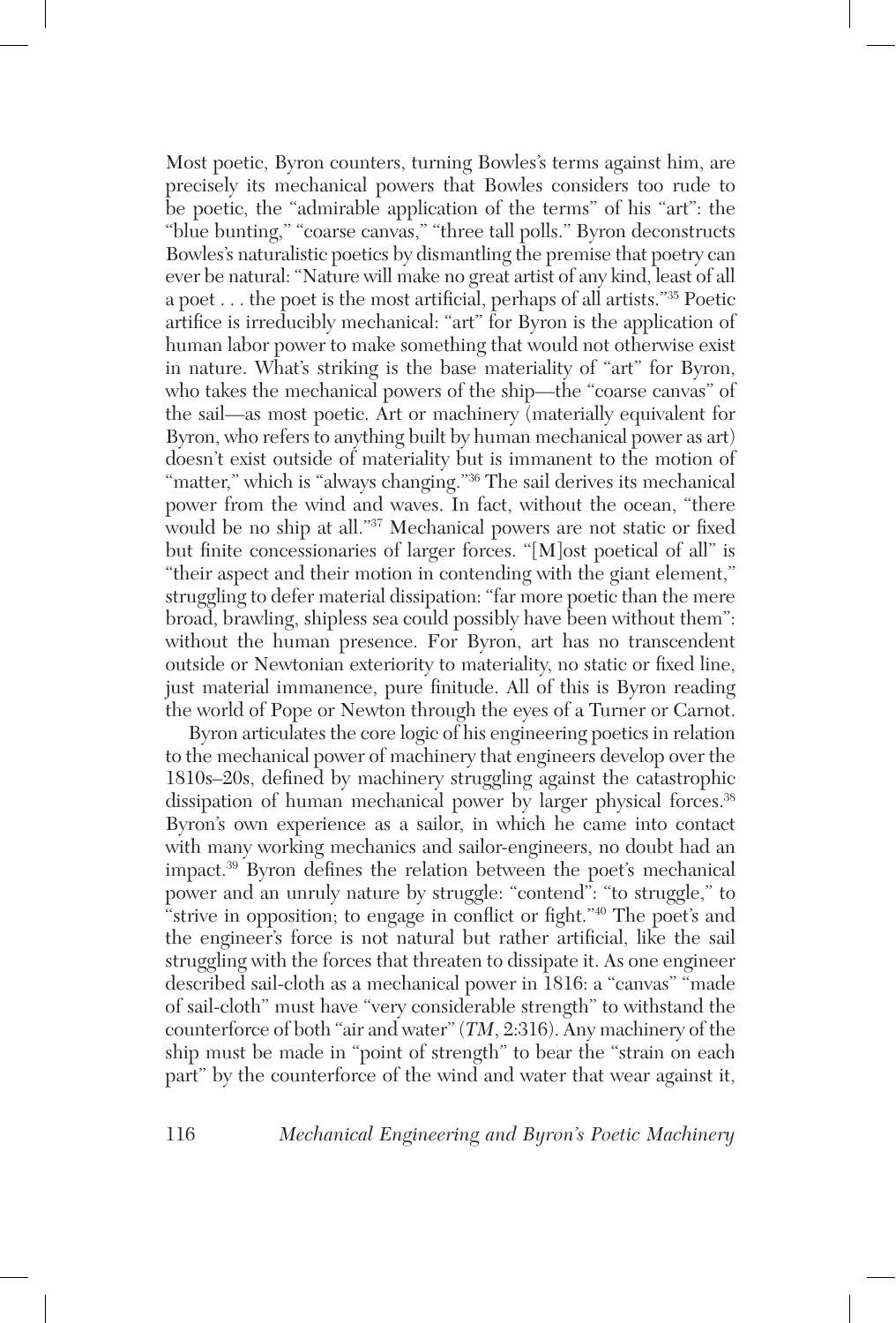Most poetic, Byron counters, turning Bowles's terms against him, are precisely its mechanical powers that Bowles considers too rude to be poetic, the "admirable application of the terms" of his "art": the "blue bunting," "coarse canvas," "three tall polls." Byron deconstructs Bowles's naturalistic poetics by dismantling the premise that poetry can ever be natural: "Nature will make no great artist of any kind, least of all a poet . . . the poet is the most artificial, perhaps of all artists."[35] Poetic artifice is irreducibly mechanical: "art" for Byron is the application of human labor power to make something that would not otherwise exist in nature. What's striking is the base materiality of "art" for Byron, who takes the mechanical powers of the ship—the "coarse canvas" of the sail—as most poetic. Art or machinery (materially equivalent for Byron, who refers to anything built by human mechanical power as art) doesn't exist outside of materiality but is immanent to the motion of "matter," which is "always changing."[36] The sail derives its mechanical power from the wind and waves. In fact, without the ocean, "there would be no ship at all."[37] Mechanical powers are not static or fixed but finite concessionaries of larger forces. "[M]ost poetical of all" is "their aspect and their motion in contending with the giant element," struggling to defer material dissipation: "far more poetic than the mere broad, brawling, shipless sea could possibly have been without them": without the human presence. For Byron, art has no transcendent outside or Newtonian exteriority to materiality, no static or fixed line, just material immanence, pure finitude. All of this is Byron reading the world of Pope or Newton through the eyes of a Turner or Carnot.

Byron articulates the core logic of his engineering poetics in relation to the mechanical power of machinery that engineers develop over the 1810s–20s, defined by machinery struggling against the catastrophic dissipation of human mechanical power by larger physical forces.[38] Byron's own experience as a sailor, in which he came into contact with many working mechanics and sailor-engineers, no doubt had an impact.[39] Byron defines the relation between the poet's mechanical power and an unruly nature by struggle: "contend": "to struggle," to "strive in opposition; to engage in conflict or fight."[40] The poet's and the engineer's force is not natural but rather artificial, like the sail struggling with the forces that threaten to dissipate it. As one engineer described sail-cloth as a mechanical power in 1816: a "canvas" "made of sail-cloth" must have "very considerable strength" to withstand the counterforce of both "air and water" (*TM*, 2:316). Any machinery of the ship must be made in "point of strength" to bear the "strain on each part" by the counterforce of the wind and water that wear against it,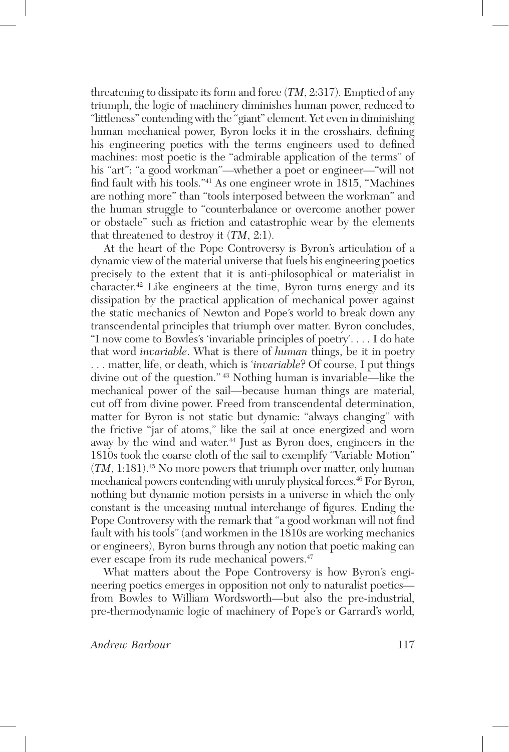threatening to dissipate its form and force (*TM*, 2:317). Emptied of any triumph, the logic of machinery diminishes human power, reduced to "littleness" contending with the "giant" element. Yet even in diminishing human mechanical power, Byron locks it in the crosshairs, defining his engineering poetics with the terms engineers used to defined machines: most poetic is the "admirable application of the terms" of his "art": "a good workman"—whether a poet or engineer—"will not find fault with his tools."[41] As one engineer wrote in 1815, "Machines are nothing more" than "tools interposed between the workman" and the human struggle to "counterbalance or overcome another power or obstacle" such as friction and catastrophic wear by the elements that threatened to destroy it (*TM*, 2:1).

At the heart of the Pope Controversy is Byron's articulation of a dynamic view of the material universe that fuels his engineering poetics precisely to the extent that it is anti-philosophical or materialist in character.[42] Like engineers at the time, Byron turns energy and its dissipation by the practical application of mechanical power against the static mechanics of Newton and Pope's world to break down any transcendental principles that triumph over matter. Byron concludes, "I now come to Bowles's 'invariable principles of poetry'. . . . I do hate that word *invariable*. What is there of *human* things, be it in poetry . . . matter, life, or death, which is '*invariable*'? Of course, I put things divine out of the question." [43] Nothing human is invariable—like the mechanical power of the sail—because human things are material, cut off from divine power. Freed from transcendental determination, matter for Byron is not static but dynamic: "always changing" with the frictive "jar of atoms," like the sail at once energized and worn away by the wind and water.[44] Just as Byron does, engineers in the 1810s took the coarse cloth of the sail to exemplify "Variable Motion" (*TM*, 1:181).[45] No more powers that triumph over matter, only human mechanical powers contending with unruly physical forces.[46] For Byron, nothing but dynamic motion persists in a universe in which the only constant is the unceasing mutual interchange of figures. Ending the Pope Controversy with the remark that "a good workman will not find fault with his tools" (and workmen in the 1810s are working mechanics or engineers), Byron burns through any notion that poetic making can ever escape from its rude mechanical powers.[47]

What matters about the Pope Controversy is how Byron's engineering poetics emerges in opposition not only to naturalist poetics—from Bowles to William Wordsworth—but also the pre-industrial, pre-thermodynamic logic of machinery of Pope's or Garrard's world,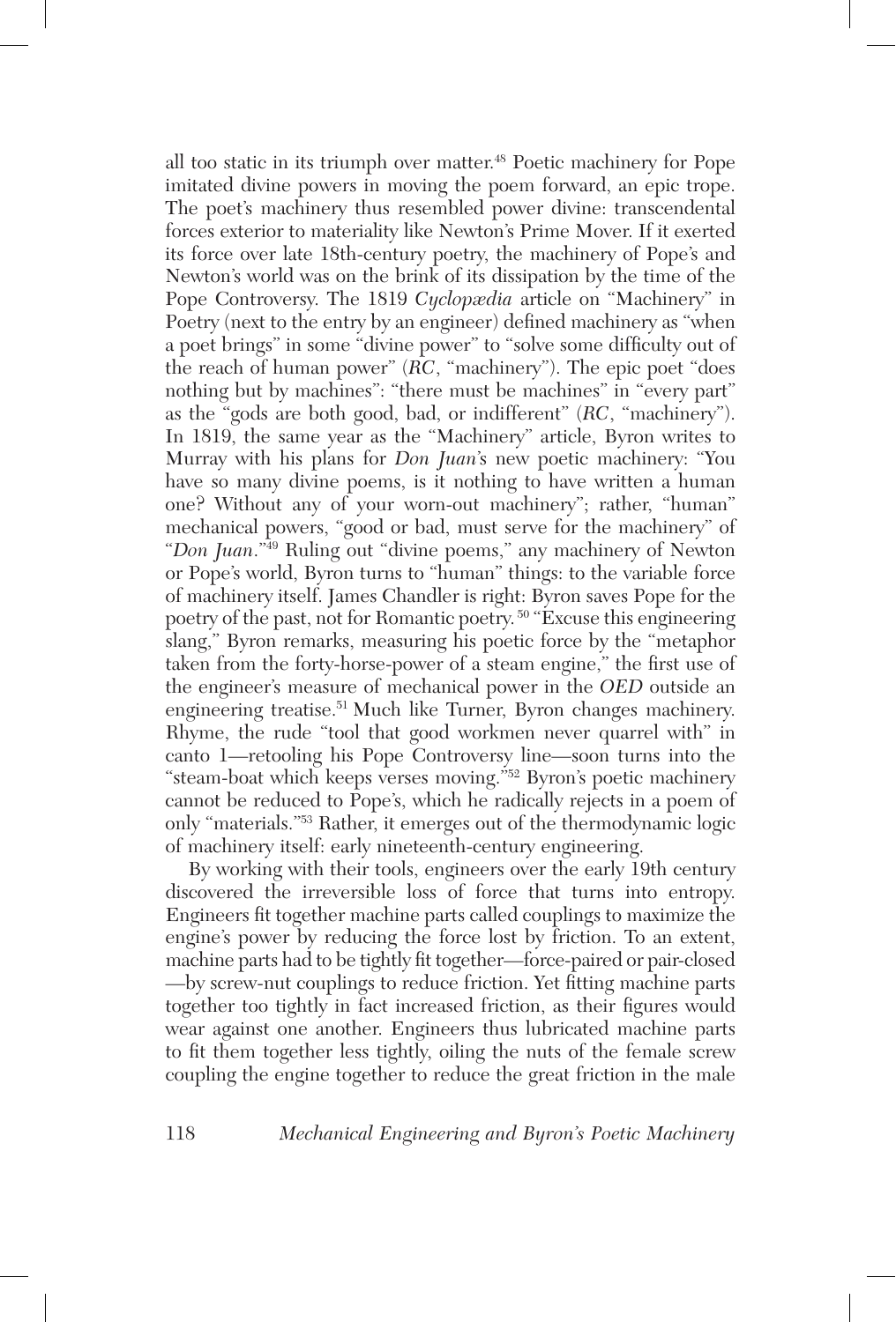all too static in its triumph over matter.[48] Poetic machinery for Pope imitated divine powers in moving the poem forward, an epic trope. The poet's machinery thus resembled power divine: transcendental forces exterior to materiality like Newton's Prime Mover. If it exerted its force over late 18th-century poetry, the machinery of Pope's and Newton's world was on the brink of its dissipation by the time of the Pope Controversy. The 1819 *Cyclopædia* article on "Machinery" in Poetry (next to the entry by an engineer) defined machinery as "when a poet brings" in some "divine power" to "solve some difficulty out of the reach of human power" (*RC*, "machinery"). The epic poet "does nothing but by machines": "there must be machines" in "every part" as the "gods are both good, bad, or indifferent" (*RC*, "machinery"). In 1819, the same year as the "Machinery" article, Byron writes to Murray with his plans for *Don Juan*'s new poetic machinery: "You have so many divine poems, is it nothing to have written a human one? Without any of your worn-out machinery"; rather, "human" mechanical powers, "good or bad, must serve for the machinery" of "*Don Juan*."[49] Ruling out "divine poems," any machinery of Newton or Pope's world, Byron turns to "human" things: to the variable force of machinery itself. James Chandler is right: Byron saves Pope for the poetry of the past, not for Romantic poetry.[50] "Excuse this engineering slang," Byron remarks, measuring his poetic force by the "metaphor taken from the forty-horse-power of a steam engine," the first use of the engineer's measure of mechanical power in the *OED* outside an engineering treatise.[51] Much like Turner, Byron changes machinery. Rhyme, the rude "tool that good workmen never quarrel with" in canto 1—retooling his Pope Controversy line—soon turns into the "steam-boat which keeps verses moving."[52] Byron's poetic machinery cannot be reduced to Pope's, which he radically rejects in a poem of only "materials."[53] Rather, it emerges out of the thermodynamic logic of machinery itself: early nineteenth-century engineering.

By working with their tools, engineers over the early 19th century discovered the irreversible loss of force that turns into entropy. Engineers fit together machine parts called couplings to maximize the engine's power by reducing the force lost by friction. To an extent, machine parts had to be tightly fit together—force-paired or pair-closed—by screw-nut couplings to reduce friction. Yet fitting machine parts together too tightly in fact increased friction, as their figures would wear against one another. Engineers thus lubricated machine parts to fit them together less tightly, oiling the nuts of the female screw coupling the engine together to reduce the great friction in the male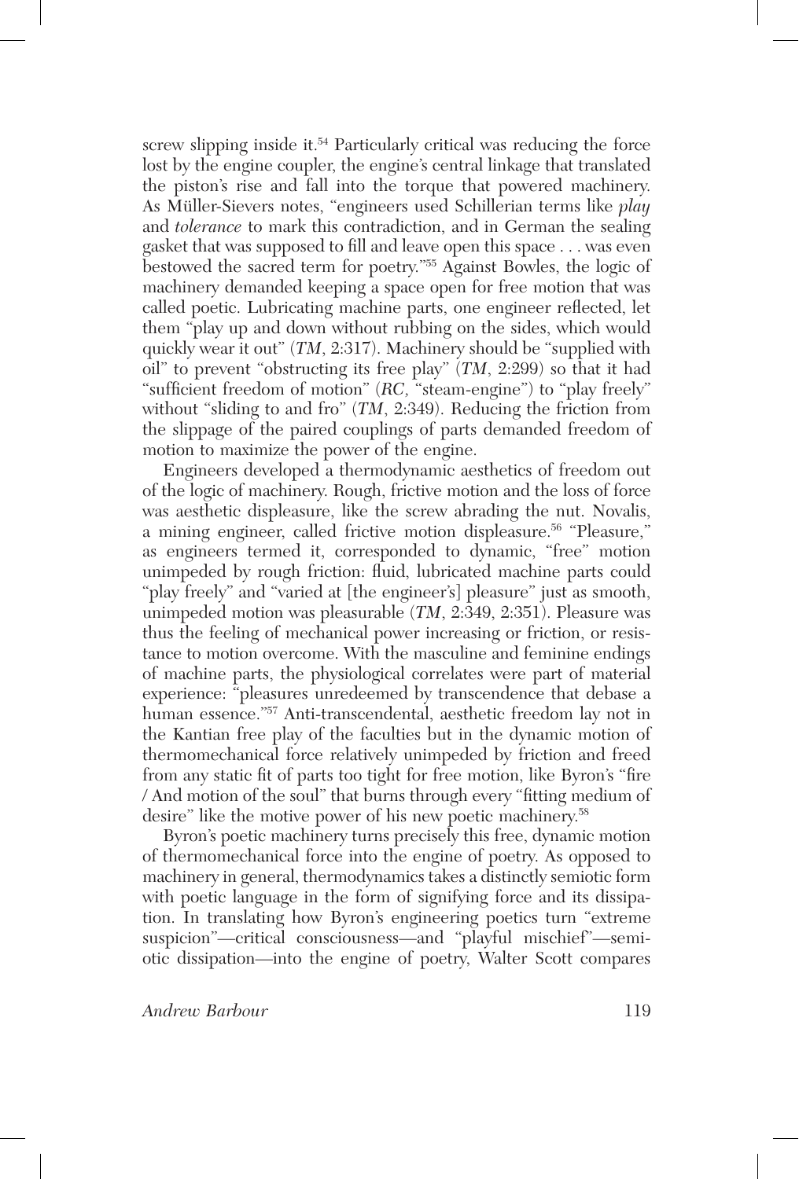screw slipping inside it.[54] Particularly critical was reducing the force lost by the engine coupler, the engine's central linkage that translated the piston's rise and fall into the torque that powered machinery. As Müller-Sievers notes, "engineers used Schillerian terms like *play* and *tolerance* to mark this contradiction, and in German the sealing gasket that was supposed to fill and leave open this space . . . was even bestowed the sacred term for poetry."[55] Against Bowles, the logic of machinery demanded keeping a space open for free motion that was called poetic. Lubricating machine parts, one engineer reflected, let them "play up and down without rubbing on the sides, which would quickly wear it out" (*TM*, 2:317). Machinery should be "supplied with oil" to prevent "obstructing its free play" (*TM*, 2:299) so that it had "sufficient freedom of motion" (*RC*, "steam-engine") to "play freely" without "sliding to and fro" (*TM*, 2:349). Reducing the friction from the slippage of the paired couplings of parts demanded freedom of motion to maximize the power of the engine.

Engineers developed a thermodynamic aesthetics of freedom out of the logic of machinery. Rough, frictive motion and the loss of force was aesthetic displeasure, like the screw abrading the nut. Novalis, a mining engineer, called frictive motion displeasure.[56] "Pleasure," as engineers termed it, corresponded to dynamic, "free" motion unimpeded by rough friction: fluid, lubricated machine parts could "play freely" and "varied at [the engineer's] pleasure" just as smooth, unimpeded motion was pleasurable (*TM*, 2:349, 2:351). Pleasure was thus the feeling of mechanical power increasing or friction, or resistance to motion overcome. With the masculine and feminine endings of machine parts, the physiological correlates were part of material experience: "pleasures unredeemed by transcendence that debase a human essence."[57] Anti-transcendental, aesthetic freedom lay not in the Kantian free play of the faculties but in the dynamic motion of thermomechanical force relatively unimpeded by friction and freed from any static fit of parts too tight for free motion, like Byron's "fire / And motion of the soul" that burns through every "fitting medium of desire" like the motive power of his new poetic machinery.[58]

Byron's poetic machinery turns precisely this free, dynamic motion of thermomechanical force into the engine of poetry. As opposed to machinery in general, thermodynamics takes a distinctly semiotic form with poetic language in the form of signifying force and its dissipation. In translating how Byron's engineering poetics turn "extreme suspicion"—critical consciousness—and "playful mischief"—semiotic dissipation—into the engine of poetry, Walter Scott compares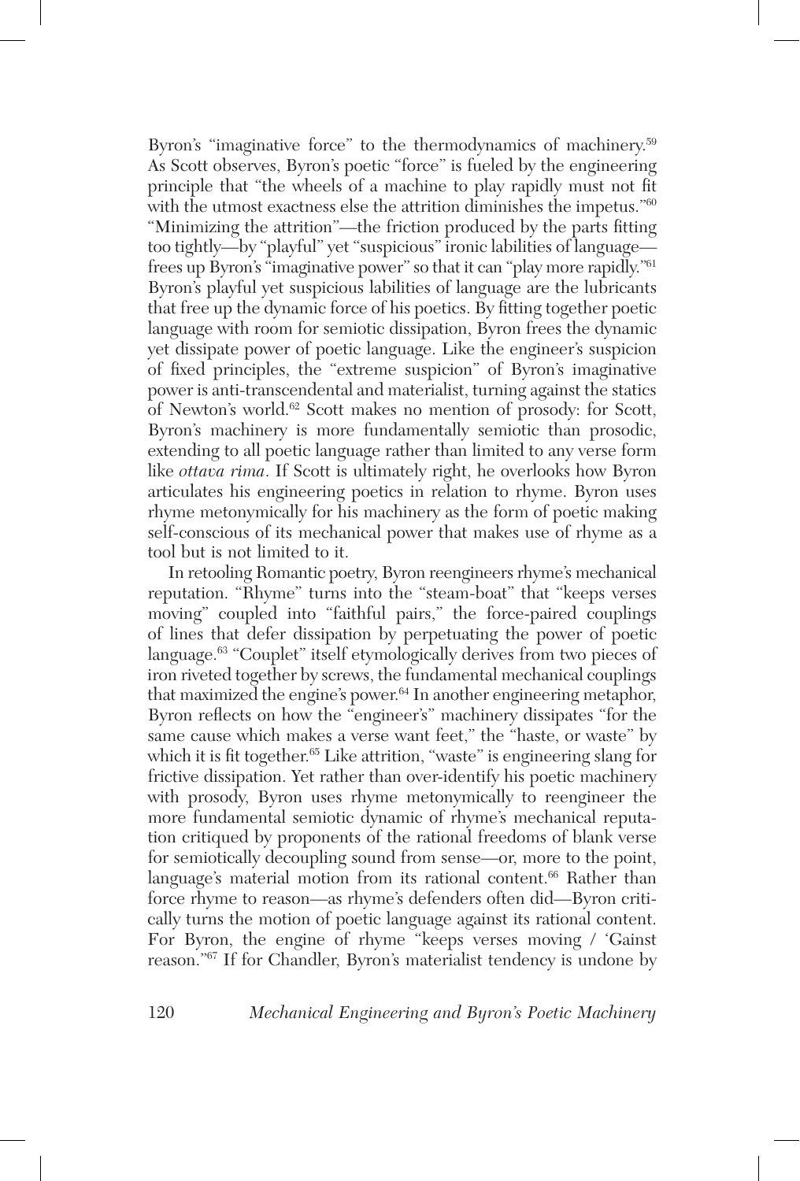Byron's "imaginative force" to the thermodynamics of machinery.[59] As Scott observes, Byron's poetic "force" is fueled by the engineering principle that "the wheels of a machine to play rapidly must not fit with the utmost exactness else the attrition diminishes the impetus."[60] "Minimizing the attrition"—the friction produced by the parts fitting too tightly—by "playful" yet "suspicious" ironic labilities of language—frees up Byron's "imaginative power" so that it can "play more rapidly."[61] Byron's playful yet suspicious labilities of language are the lubricants that free up the dynamic force of his poetics. By fitting together poetic language with room for semiotic dissipation, Byron frees the dynamic yet dissipate power of poetic language. Like the engineer's suspicion of fixed principles, the "extreme suspicion" of Byron's imaginative power is anti-transcendental and materialist, turning against the statics of Newton's world.[62] Scott makes no mention of prosody: for Scott, Byron's machinery is more fundamentally semiotic than prosodic, extending to all poetic language rather than limited to any verse form like *ottava rima*. If Scott is ultimately right, he overlooks how Byron articulates his engineering poetics in relation to rhyme. Byron uses rhyme metonymically for his machinery as the form of poetic making self-conscious of its mechanical power that makes use of rhyme as a tool but is not limited to it.

In retooling Romantic poetry, Byron reengineers rhyme's mechanical reputation. "Rhyme" turns into the "steam-boat" that "keeps verses moving" coupled into "faithful pairs," the force-paired couplings of lines that defer dissipation by perpetuating the power of poetic language.[63] "Couplet" itself etymologically derives from two pieces of iron riveted together by screws, the fundamental mechanical couplings that maximized the engine's power.[64] In another engineering metaphor, Byron reflects on how the "engineer's" machinery dissipates "for the same cause which makes a verse want feet," the "haste, or waste" by which it is fit together.[65] Like attrition, "waste" is engineering slang for frictive dissipation. Yet rather than over-identify his poetic machinery with prosody, Byron uses rhyme metonymically to reengineer the more fundamental semiotic dynamic of rhyme's mechanical reputation critiqued by proponents of the rational freedoms of blank verse for semiotically decoupling sound from sense—or, more to the point, language's material motion from its rational content.[66] Rather than force rhyme to reason—as rhyme's defenders often did—Byron critically turns the motion of poetic language against its rational content. For Byron, the engine of rhyme "keeps verses moving / 'Gainst reason."[67] If for Chandler, Byron's materialist tendency is undone by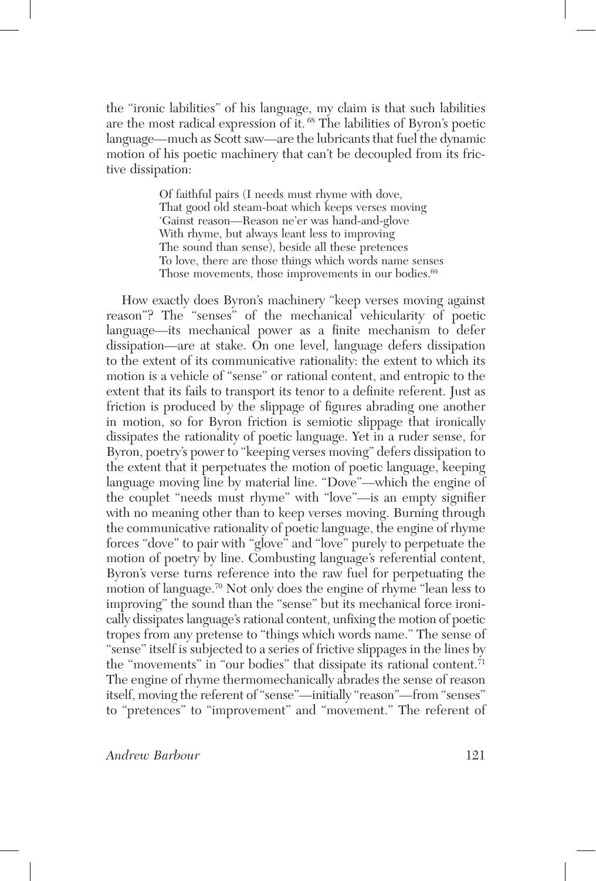the "ironic labilities" of his language, my claim is that such labilities are the most radical expression of it.[68] The labilities of Byron's poetic language—much as Scott saw—are the lubricants that fuel the dynamic motion of his poetic machinery that can't be decoupled from its frictive dissipation:

> Of faithful pairs (I needs must rhyme with dove,
> That good old steam-boat which keeps verses moving
> 'Gainst reason—Reason ne'er was hand-and-glove
> With rhyme, but always leant less to improving
> The sound than sense), beside all these pretences
> To love, there are those things which words name senses
> Those movements, those improvements in our bodies.[69]

How exactly does Byron's machinery "keep verses moving against reason"? The "senses" of the mechanical vehicularity of poetic language—its mechanical power as a finite mechanism to defer dissipation—are at stake. On one level, language defers dissipation to the extent of its communicative rationality: the extent to which its motion is a vehicle of "sense" or rational content, and entropic to the extent that its fails to transport its tenor to a definite referent. Just as friction is produced by the slippage of figures abrading one another in motion, so for Byron friction is semiotic slippage that ironically dissipates the rationality of poetic language. Yet in a ruder sense, for Byron, poetry's power to "keeping verses moving" defers dissipation to the extent that it perpetuates the motion of poetic language, keeping language moving line by material line. "Dove"—which the engine of the couplet "needs must rhyme" with "love"—is an empty signifier with no meaning other than to keep verses moving. Burning through the communicative rationality of poetic language, the engine of rhyme forces "dove" to pair with "glove" and "love" purely to perpetuate the motion of poetry by line. Combusting language's referential content, Byron's verse turns reference into the raw fuel for perpetuating the motion of language.[70] Not only does the engine of rhyme "lean less to improving" the sound than the "sense" but its mechanical force ironically dissipates language's rational content, unfixing the motion of poetic tropes from any pretense to "things which words name." The sense of "sense" itself is subjected to a series of frictive slippages in the lines by the "movements" in "our bodies" that dissipate its rational content.[71] The engine of rhyme thermomechanically abrades the sense of reason itself, moving the referent of "sense"—initially "reason"—from "senses" to "pretences" to "improvement" and "movement." The referent of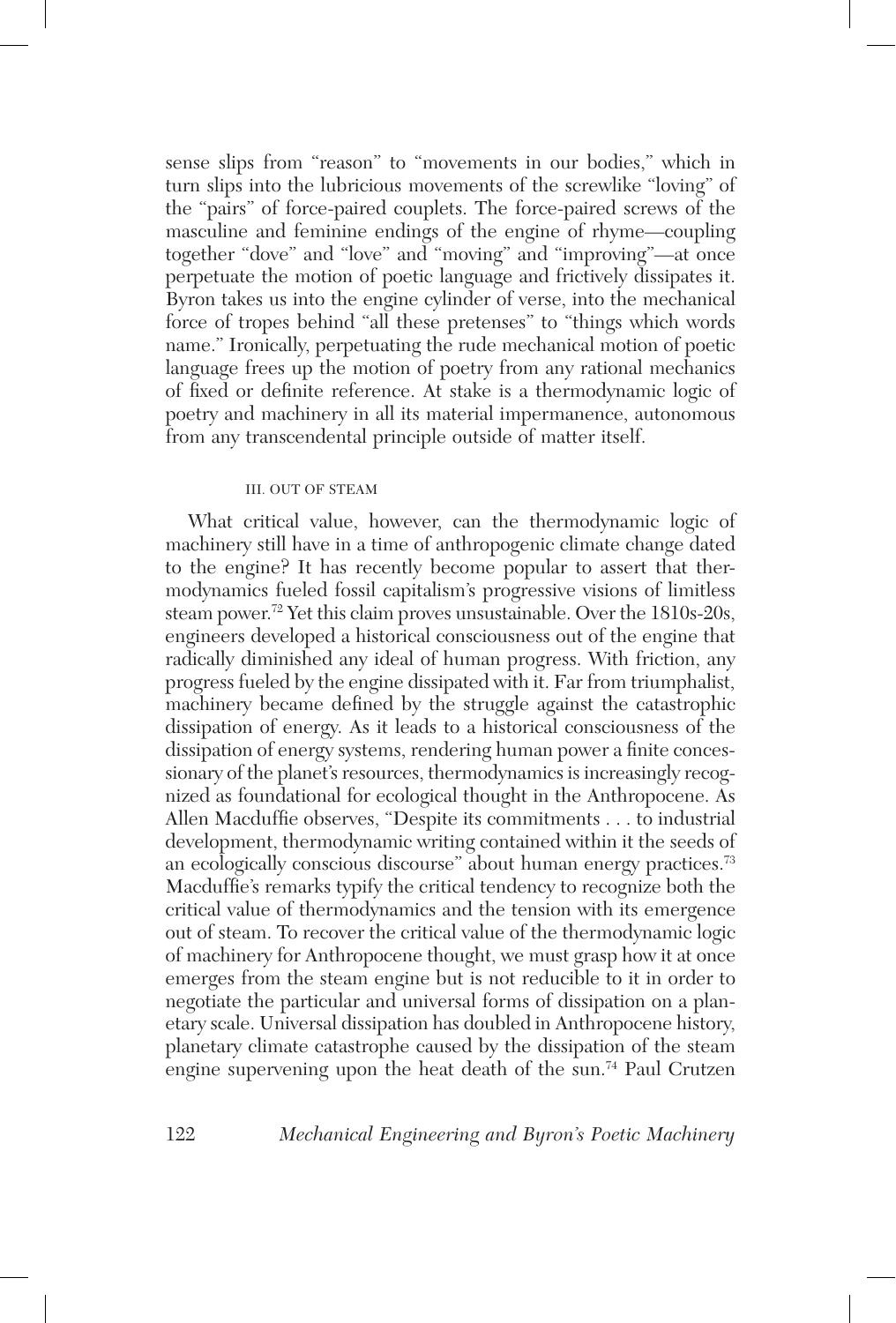sense slips from "reason" to "movements in our bodies," which in turn slips into the lubricious movements of the screwlike "loving" of the "pairs" of force-paired couplets. The force-paired screws of the masculine and feminine endings of the engine of rhyme—coupling together "dove" and "love" and "moving" and "improving"—at once perpetuate the motion of poetic language and frictively dissipates it. Byron takes us into the engine cylinder of verse, into the mechanical force of tropes behind "all these pretenses" to "things which words name." Ironically, perpetuating the rude mechanical motion of poetic language frees up the motion of poetry from any rational mechanics of fixed or definite reference. At stake is a thermodynamic logic of poetry and machinery in all its material impermanence, autonomous from any transcendental principle outside of matter itself.

### III. Out of Steam

What critical value, however, can the thermodynamic logic of machinery still have in a time of anthropogenic climate change dated to the engine? It has recently become popular to assert that thermodynamics fueled fossil capitalism's progressive visions of limitless steam power.[72] Yet this claim proves unsustainable. Over the 1810s-20s, engineers developed a historical consciousness out of the engine that radically diminished any ideal of human progress. With friction, any progress fueled by the engine dissipated with it. Far from triumphalist, machinery became defined by the struggle against the catastrophic dissipation of energy. As it leads to a historical consciousness of the dissipation of energy systems, rendering human power a finite concessionary of the planet's resources, thermodynamics is increasingly recognized as foundational for ecological thought in the Anthropocene. As Allen Macduffie observes, "Despite its commitments . . . to industrial development, thermodynamic writing contained within it the seeds of an ecologically conscious discourse" about human energy practices.[73] Macduffie's remarks typify the critical tendency to recognize both the critical value of thermodynamics and the tension with its emergence out of steam. To recover the critical value of the thermodynamic logic of machinery for Anthropocene thought, we must grasp how it at once emerges from the steam engine but is not reducible to it in order to negotiate the particular and universal forms of dissipation on a planetary scale. Universal dissipation has doubled in Anthropocene history, planetary climate catastrophe caused by the dissipation of the steam engine supervening upon the heat death of the sun.[74] Paul Crutzen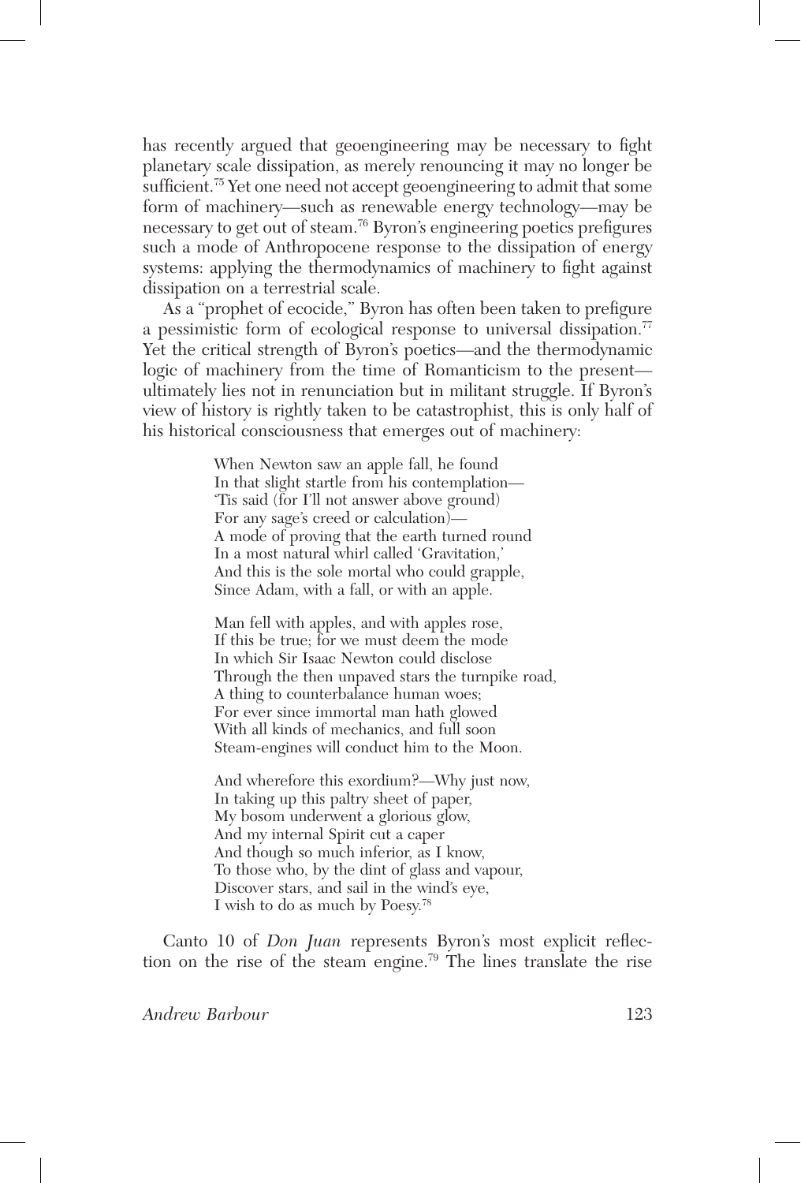has recently argued that geoengineering may be necessary to fight planetary scale dissipation, as merely renouncing it may no longer be sufficient.[75] Yet one need not accept geoengineering to admit that some form of machinery—such as renewable energy technology—may be necessary to get out of steam.[76] Byron's engineering poetics prefigures such a mode of Anthropocene response to the dissipation of energy systems: applying the thermodynamics of machinery to fight against dissipation on a terrestrial scale.

As a "prophet of ecocide," Byron has often been taken to prefigure a pessimistic form of ecological response to universal dissipation.[77] Yet the critical strength of Byron's poetics—and the thermodynamic logic of machinery from the time of Romanticism to the present—ultimately lies not in renunciation but in militant struggle. If Byron's view of history is rightly taken to be catastrophist, this is only half of his historical consciousness that emerges out of machinery:

> When Newton saw an apple fall, he found
> In that slight startle from his contemplation—
> 'Tis said (for I'll not answer above ground)
> For any sage's creed or calculation)—
> A mode of proving that the earth turned round
> In a most natural whirl called 'Gravitation,'
> And this is the sole mortal who could grapple,
> Since Adam, with a fall, or with an apple.
>
> Man fell with apples, and with apples rose,
> If this be true; for we must deem the mode
> In which Sir Isaac Newton could disclose
> Through the then unpaved stars the turnpike road,
> A thing to counterbalance human woes;
> For ever since immortal man hath glowed
> With all kinds of mechanics, and full soon
> Steam-engines will conduct him to the Moon.
>
> And wherefore this exordium?—Why just now,
> In taking up this paltry sheet of paper,
> My bosom underwent a glorious glow,
> And my internal Spirit cut a caper
> And though so much inferior, as I know,
> To those who, by the dint of glass and vapour,
> Discover stars, and sail in the wind's eye,
> I wish to do as much by Poesy.[78]

Canto 10 of *Don Juan* represents Byron's most explicit reflection on the rise of the steam engine.[79] The lines translate the rise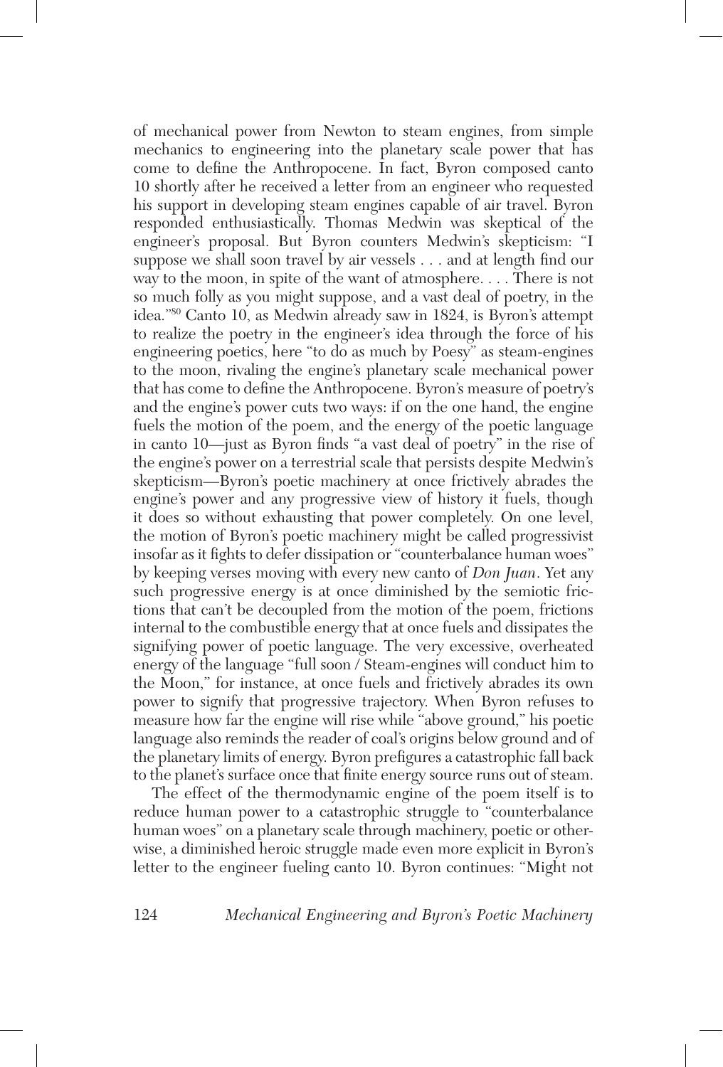of mechanical power from Newton to steam engines, from simple mechanics to engineering into the planetary scale power that has come to define the Anthropocene. In fact, Byron composed canto 10 shortly after he received a letter from an engineer who requested his support in developing steam engines capable of air travel. Byron responded enthusiastically. Thomas Medwin was skeptical of the engineer's proposal. But Byron counters Medwin's skepticism: "I suppose we shall soon travel by air vessels . . . and at length find our way to the moon, in spite of the want of atmosphere. . . . There is not so much folly as you might suppose, and a vast deal of poetry, in the idea."[80] Canto 10, as Medwin already saw in 1824, is Byron's attempt to realize the poetry in the engineer's idea through the force of his engineering poetics, here "to do as much by Poesy" as steam-engines to the moon, rivaling the engine's planetary scale mechanical power that has come to define the Anthropocene. Byron's measure of poetry's and the engine's power cuts two ways: if on the one hand, the engine fuels the motion of the poem, and the energy of the poetic language in canto 10—just as Byron finds "a vast deal of poetry" in the rise of the engine's power on a terrestrial scale that persists despite Medwin's skepticism—Byron's poetic machinery at once frictively abrades the engine's power and any progressive view of history it fuels, though it does so without exhausting that power completely. On one level, the motion of Byron's poetic machinery might be called progressivist insofar as it fights to defer dissipation or "counterbalance human woes" by keeping verses moving with every new canto of *Don Juan*. Yet any such progressive energy is at once diminished by the semiotic frictions that can't be decoupled from the motion of the poem, frictions internal to the combustible energy that at once fuels and dissipates the signifying power of poetic language. The very excessive, overheated energy of the language "full soon / Steam-engines will conduct him to the Moon," for instance, at once fuels and frictively abrades its own power to signify that progressive trajectory. When Byron refuses to measure how far the engine will rise while "above ground," his poetic language also reminds the reader of coal's origins below ground and of the planetary limits of energy. Byron prefigures a catastrophic fall back to the planet's surface once that finite energy source runs out of steam.

The effect of the thermodynamic engine of the poem itself is to reduce human power to a catastrophic struggle to "counterbalance human woes" on a planetary scale through machinery, poetic or otherwise, a diminished heroic struggle made even more explicit in Byron's letter to the engineer fueling canto 10. Byron continues: "Might not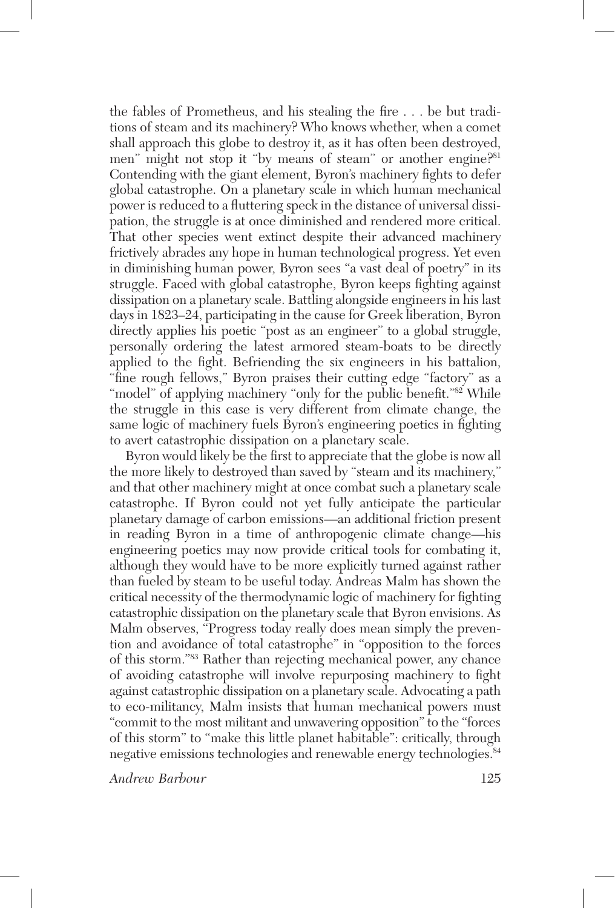the fables of Prometheus, and his stealing the fire . . . be but traditions of steam and its machinery? Who knows whether, when a comet shall approach this globe to destroy it, as it has often been destroyed, men" might not stop it "by means of steam" or another engine?[81] Contending with the giant element, Byron's machinery fights to defer global catastrophe. On a planetary scale in which human mechanical power is reduced to a fluttering speck in the distance of universal dissipation, the struggle is at once diminished and rendered more critical. That other species went extinct despite their advanced machinery frictively abrades any hope in human technological progress. Yet even in diminishing human power, Byron sees "a vast deal of poetry" in its struggle. Faced with global catastrophe, Byron keeps fighting against dissipation on a planetary scale. Battling alongside engineers in his last days in 1823–24, participating in the cause for Greek liberation, Byron directly applies his poetic "post as an engineer" to a global struggle, personally ordering the latest armored steam-boats to be directly applied to the fight. Befriending the six engineers in his battalion, "fine rough fellows," Byron praises their cutting edge "factory" as a "model" of applying machinery "only for the public benefit."[82] While the struggle in this case is very different from climate change, the same logic of machinery fuels Byron's engineering poetics in fighting to avert catastrophic dissipation on a planetary scale.

Byron would likely be the first to appreciate that the globe is now all the more likely to destroyed than saved by "steam and its machinery," and that other machinery might at once combat such a planetary scale catastrophe. If Byron could not yet fully anticipate the particular planetary damage of carbon emissions—an additional friction present in reading Byron in a time of anthropogenic climate change—his engineering poetics may now provide critical tools for combating it, although they would have to be more explicitly turned against rather than fueled by steam to be useful today. Andreas Malm has shown the critical necessity of the thermodynamic logic of machinery for fighting catastrophic dissipation on the planetary scale that Byron envisions. As Malm observes, "Progress today really does mean simply the prevention and avoidance of total catastrophe" in "opposition to the forces of this storm."[83] Rather than rejecting mechanical power, any chance of avoiding catastrophe will involve repurposing machinery to fight against catastrophic dissipation on a planetary scale. Advocating a path to eco-militancy, Malm insists that human mechanical powers must "commit to the most militant and unwavering opposition" to the "forces of this storm" to "make this little planet habitable": critically, through negative emissions technologies and renewable energy technologies.[84]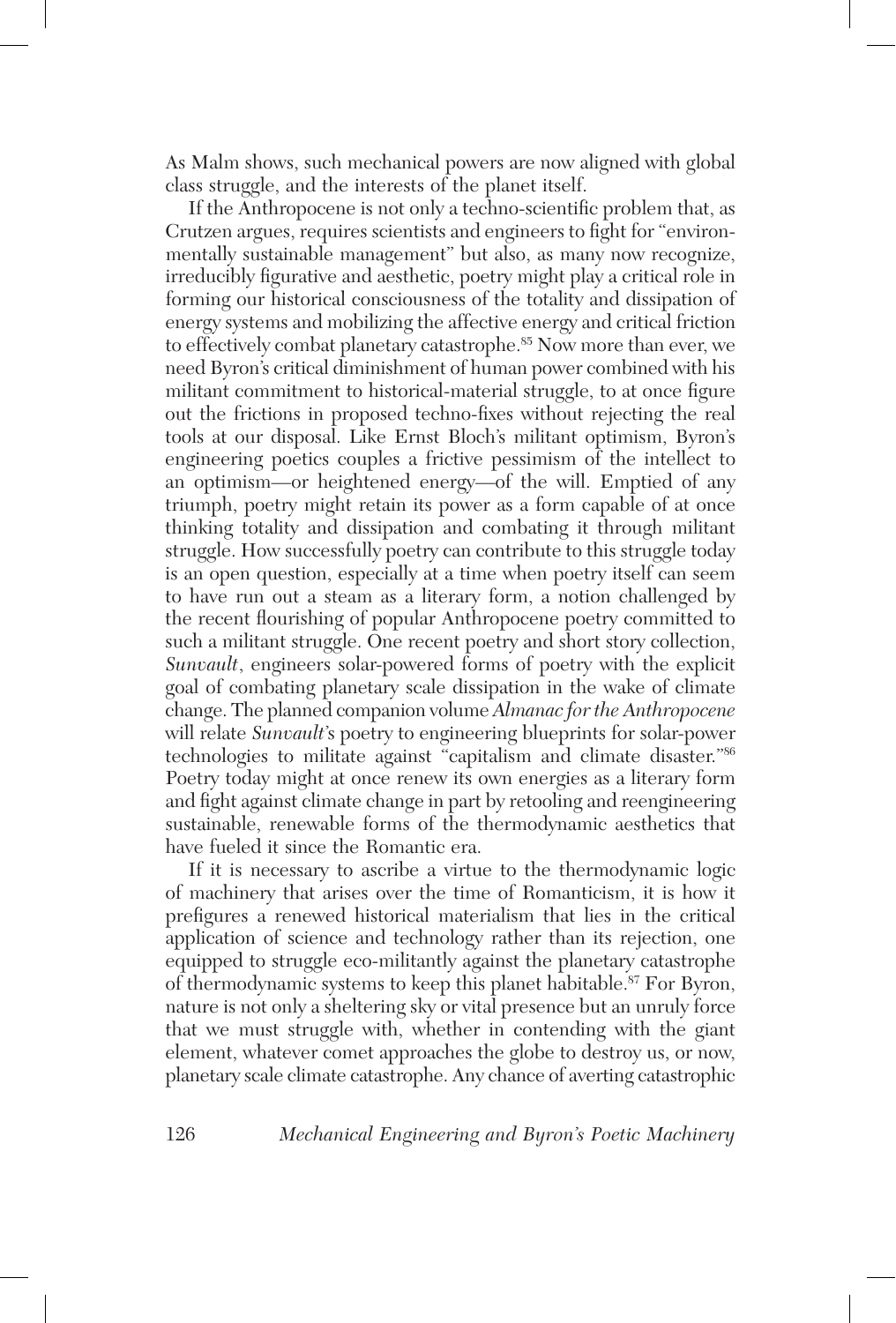As Malm shows, such mechanical powers are now aligned with global class struggle, and the interests of the planet itself.

If the Anthropocene is not only a techno-scientific problem that, as Crutzen argues, requires scientists and engineers to fight for "environmentally sustainable management" but also, as many now recognize, irreducibly figurative and aesthetic, poetry might play a critical role in forming our historical consciousness of the totality and dissipation of energy systems and mobilizing the affective energy and critical friction to effectively combat planetary catastrophe.[85] Now more than ever, we need Byron's critical diminishment of human power combined with his militant commitment to historical-material struggle, to at once figure out the frictions in proposed techno-fixes without rejecting the real tools at our disposal. Like Ernst Bloch's militant optimism, Byron's engineering poetics couples a frictive pessimism of the intellect to an optimism—or heightened energy—of the will. Emptied of any triumph, poetry might retain its power as a form capable of at once thinking totality and dissipation and combating it through militant struggle. How successfully poetry can contribute to this struggle today is an open question, especially at a time when poetry itself can seem to have run out a steam as a literary form, a notion challenged by the recent flourishing of popular Anthropocene poetry committed to such a militant struggle. One recent poetry and short story collection, *Sunvault*, engineers solar-powered forms of poetry with the explicit goal of combating planetary scale dissipation in the wake of climate change. The planned companion volume *Almanac for the Anthropocene* will relate *Sunvault*'s poetry to engineering blueprints for solar-power technologies to militate against "capitalism and climate disaster."[86] Poetry today might at once renew its own energies as a literary form and fight against climate change in part by retooling and reengineering sustainable, renewable forms of the thermodynamic aesthetics that have fueled it since the Romantic era.

If it is necessary to ascribe a virtue to the thermodynamic logic of machinery that arises over the time of Romanticism, it is how it prefigures a renewed historical materialism that lies in the critical application of science and technology rather than its rejection, one equipped to struggle eco-militantly against the planetary catastrophe of thermodynamic systems to keep this planet habitable.[87] For Byron, nature is not only a sheltering sky or vital presence but an unruly force that we must struggle with, whether in contending with the giant element, whatever comet approaches the globe to destroy us, or now, planetary scale climate catastrophe. Any chance of averting catastrophic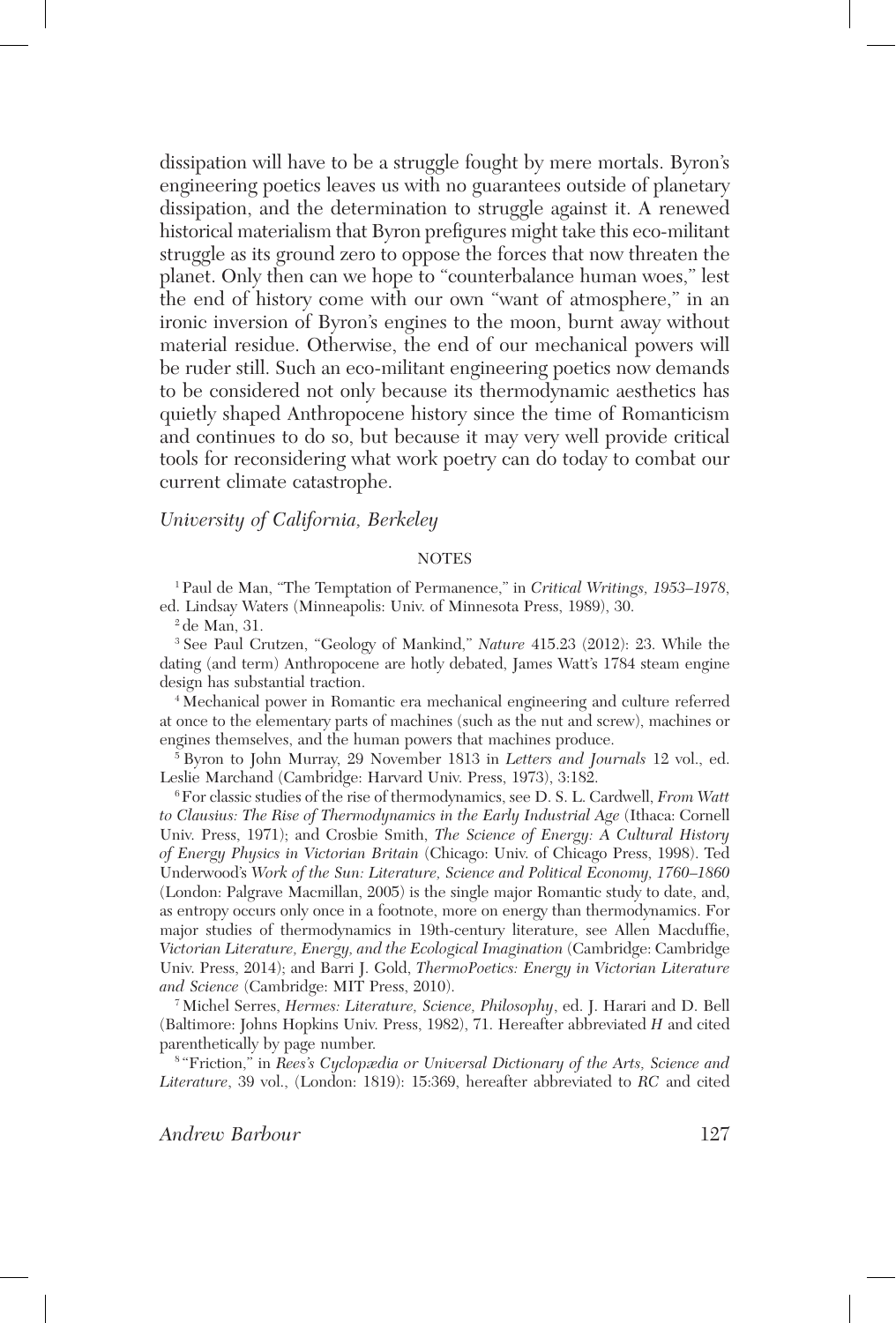dissipation will have to be a struggle fought by mere mortals. Byron's engineering poetics leaves us with no guarantees outside of planetary dissipation, and the determination to struggle against it. A renewed historical materialism that Byron prefigures might take this eco-militant struggle as its ground zero to oppose the forces that now threaten the planet. Only then can we hope to "counterbalance human woes," lest the end of history come with our own "want of atmosphere," in an ironic inversion of Byron's engines to the moon, burnt away without material residue. Otherwise, the end of our mechanical powers will be ruder still. Such an eco-militant engineering poetics now demands to be considered not only because its thermodynamic aesthetics has quietly shaped Anthropocene history since the time of Romanticism and continues to do so, but because it may very well provide critical tools for reconsidering what work poetry can do today to combat our current climate catastrophe.

*University of California, Berkeley*

NOTES

[1] Paul de Man, "The Temptation of Permanence," in *Critical Writings, 1953–1978*, ed. Lindsay Waters (Minneapolis: Univ. of Minnesota Press, 1989), 30.

[2] de Man, 31.

[3] See Paul Crutzen, "Geology of Mankind," *Nature* 415.23 (2012): 23. While the dating (and term) Anthropocene are hotly debated, James Watt's 1784 steam engine design has substantial traction.

[4] Mechanical power in Romantic era mechanical engineering and culture referred at once to the elementary parts of machines (such as the nut and screw), machines or engines themselves, and the human powers that machines produce.

[5] Byron to John Murray, 29 November 1813 in *Letters and Journals* 12 vol., ed. Leslie Marchand (Cambridge: Harvard Univ. Press, 1973), 3:182.

[6] For classic studies of the rise of thermodynamics, see D. S. L. Cardwell, *From Watt to Clausius: The Rise of Thermodynamics in the Early Industrial Age* (Ithaca: Cornell Univ. Press, 1971); and Crosbie Smith, *The Science of Energy: A Cultural History of Energy Physics in Victorian Britain* (Chicago: Univ. of Chicago Press, 1998). Ted Underwood's *Work of the Sun: Literature, Science and Political Economy, 1760–1860* (London: Palgrave Macmillan, 2005) is the single major Romantic study to date, and, as entropy occurs only once in a footnote, more on energy than thermodynamics. For major studies of thermodynamics in 19th-century literature, see Allen Macduffie, *Victorian Literature, Energy, and the Ecological Imagination* (Cambridge: Cambridge Univ. Press, 2014); and Barri J. Gold, *ThermoPoetics: Energy in Victorian Literature and Science* (Cambridge: MIT Press, 2010).

[7] Michel Serres, *Hermes: Literature, Science, Philosophy*, ed. J. Harari and D. Bell (Baltimore: Johns Hopkins Univ. Press, 1982), 71. Hereafter abbreviated *H* and cited parenthetically by page number.

[8] "Friction," in *Rees's Cyclopædia or Universal Dictionary of the Arts, Science and Literature*, 39 vol., (London: 1819): 15:369, hereafter abbreviated to *RC* and cited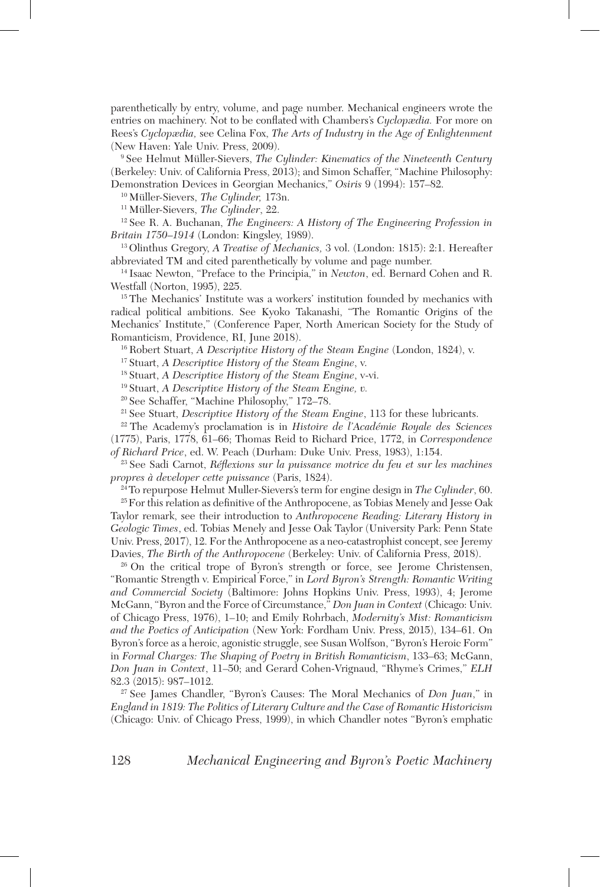parenthetically by entry, volume, and page number. Mechanical engineers wrote the entries on machinery. Not to be conflated with Chambers's *Cyclopædia.* For more on Rees's *Cyclopædia,* see Celina Fox, *The Arts of Industry in the Age of Enlightenment* (New Haven: Yale Univ. Press, 2009).

[9] See Helmut Müller-Sievers, *The Cylinder: Kinematics of the Nineteenth Century* (Berkeley: Univ. of California Press, 2013); and Simon Schaffer, "Machine Philosophy: Demonstration Devices in Georgian Mechanics," *Osiris* 9 (1994): 157–82.

[10] Müller-Sievers, *The Cylinder,* 173n.

[11] Müller-Sievers, *The Cylinder*, 22.

[12] See R. A. Buchanan, *The Engineers: A History of The Engineering Profession in Britain 1750–1914* (London: Kingsley, 1989).

[13] Olinthus Gregory, *A Treatise of Mechanics,* 3 vol. (London: 1815): 2:1. Hereafter abbreviated TM and cited parenthetically by volume and page number.

[14] Isaac Newton, "Preface to the Principia," in *Newton*, ed. Bernard Cohen and R. Westfall (Norton, 1995), 225.

[15] The Mechanics' Institute was a workers' institution founded by mechanics with radical political ambitions. See Kyoko Takanashi, "The Romantic Origins of the Mechanics' Institute," (Conference Paper, North American Society for the Study of Romanticism, Providence, RI, June 2018).

[16] Robert Stuart, *A Descriptive History of the Steam Engine* (London, 1824), v.

[17] Stuart, *A Descriptive History of the Steam Engine*, v.

[18] Stuart, *A Descriptive History of the Steam Engine*, v-vi.

[19] Stuart, *A Descriptive History of the Steam Engine, v.*

[20] See Schaffer, "Machine Philosophy," 172–78.

[21] See Stuart, *Descriptive History of the Steam Engine*, 113 for these lubricants.

[22] The Academy's proclamation is in *Histoire de l'Académie Royale des Sciences* (1775), Paris, 1778, 61–66; Thomas Reid to Richard Price, 1772, in *Correspondence of Richard Price*, ed. W. Peach (Durham: Duke Univ. Press, 1983), 1:154.

[23] See Sadi Carnot, *Réflexions sur la puissance motrice du feu et sur les machines propres à developer cette puissance* (Paris, 1824).

[24] To repurpose Helmut Muller-Sievers's term for engine design in *The Cylinder*, 60.

[25] For this relation as definitive of the Anthropocene, as Tobias Menely and Jesse Oak Taylor remark, see their introduction to *Anthropocene Reading: Literary History in Geologic Times*, ed. Tobias Menely and Jesse Oak Taylor (University Park: Penn State Univ. Press, 2017), 12. For the Anthropocene as a neo-catastrophist concept, see Jeremy Davies, *The Birth of the Anthropocene* (Berkeley: Univ. of California Press, 2018).

[26] On the critical trope of Byron's strength or force, see Jerome Christensen, "Romantic Strength v. Empirical Force," in *Lord Byron's Strength: Romantic Writing and Commercial Society* (Baltimore: Johns Hopkins Univ. Press, 1993), 4; Jerome McGann, "Byron and the Force of Circumstance," *Don Juan in Context* (Chicago: Univ. of Chicago Press, 1976), 1–10; and Emily Rohrbach, *Modernity's Mist: Romanticism and the Poetics of Anticipation* (New York: Fordham Univ. Press, 2015), 134–61. On Byron's force as a heroic, agonistic struggle, see Susan Wolfson, "Byron's Heroic Form" in *Formal Charges: The Shaping of Poetry in British Romanticism*, 133–63; McGann, *Don Juan in Context*, 11–50; and Gerard Cohen-Vrignaud, "Rhyme's Crimes," *ELH* 82.3 (2015): 987–1012.

[27] See James Chandler, "Byron's Causes: The Moral Mechanics of *Don Juan*," in *England in 1819: The Politics of Literary Culture and the Case of Romantic Historicism* (Chicago: Univ. of Chicago Press, 1999), in which Chandler notes "Byron's emphatic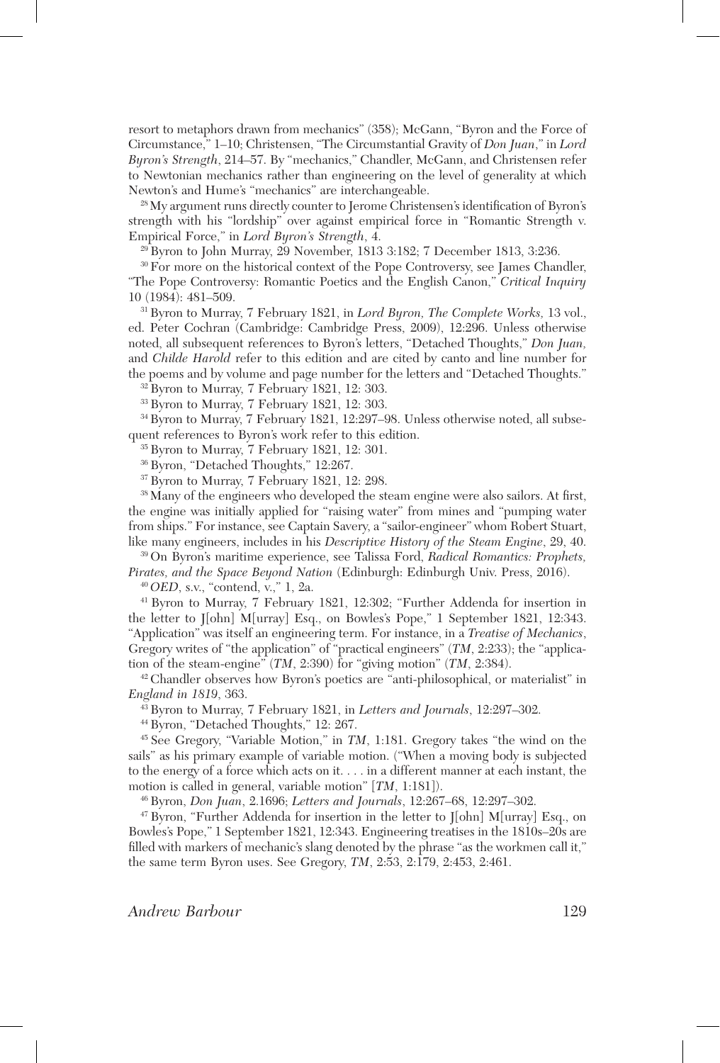resort to metaphors drawn from mechanics" (358); McGann, "Byron and the Force of Circumstance," 1–10; Christensen, "The Circumstantial Gravity of *Don Juan*," in *Lord Byron's Strength*, 214–57. By "mechanics," Chandler, McGann, and Christensen refer to Newtonian mechanics rather than engineering on the level of generality at which Newton's and Hume's "mechanics" are interchangeable.

[28] My argument runs directly counter to Jerome Christensen's identification of Byron's strength with his "lordship" over against empirical force in "Romantic Strength v. Empirical Force," in *Lord Byron's Strength*, 4.

[29] Byron to John Murray, 29 November, 1813 3:182; 7 December 1813, 3:236.

[30] For more on the historical context of the Pope Controversy, see James Chandler, "The Pope Controversy: Romantic Poetics and the English Canon," *Critical Inquiry* 10 (1984): 481–509.

[31] Byron to Murray, 7 February 1821, in *Lord Byron, The Complete Works,* 13 vol., ed. Peter Cochran (Cambridge: Cambridge Press, 2009), 12:296. Unless otherwise noted, all subsequent references to Byron's letters, "Detached Thoughts," *Don Juan,* and *Childe Harold* refer to this edition and are cited by canto and line number for the poems and by volume and page number for the letters and "Detached Thoughts."

[32] Byron to Murray, 7 February 1821, 12: 303.

[33] Byron to Murray, 7 February 1821, 12: 303.

[34] Byron to Murray, 7 February 1821, 12:297–98. Unless otherwise noted, all subsequent references to Byron's work refer to this edition.

[35] Byron to Murray, 7 February 1821, 12: 301.

[36] Byron, "Detached Thoughts," 12:267.

[37] Byron to Murray, 7 February 1821, 12: 298.

[38] Many of the engineers who developed the steam engine were also sailors. At first, the engine was initially applied for "raising water" from mines and "pumping water from ships." For instance, see Captain Savery, a "sailor-engineer" whom Robert Stuart, like many engineers, includes in his *Descriptive History of the Steam Engine*, 29, 40.

[39] On Byron's maritime experience, see Talissa Ford, *Radical Romantics: Prophets, Pirates, and the Space Beyond Nation* (Edinburgh: Edinburgh Univ. Press, 2016).

[40] *OED*, s.v., "contend, v.," 1, 2a.

[41] Byron to Murray, 7 February 1821, 12:302; "Further Addenda for insertion in the letter to J[ohn] M[urray] Esq., on Bowles's Pope," 1 September 1821, 12:343. "Application" was itself an engineering term. For instance, in a *Treatise of Mechanics*, Gregory writes of "the application" of "practical engineers" (*TM*, 2:233); the "application of the steam-engine" (*TM*, 2:390) for "giving motion" (*TM*, 2:384).

[42] Chandler observes how Byron's poetics are "anti-philosophical, or materialist" in *England in 1819*, 363.

[43] Byron to Murray, 7 February 1821, in *Letters and Journals*, 12:297–302.

[44] Byron, "Detached Thoughts," 12: 267.

[45] See Gregory, "Variable Motion," in *TM*, 1:181. Gregory takes "the wind on the sails" as his primary example of variable motion. ("When a moving body is subjected to the energy of a force which acts on it. . . . in a different manner at each instant, the motion is called in general, variable motion" [*TM*, 1:181]).

[46] Byron, *Don Juan*, 2.1696; *Letters and Journals*, 12:267–68, 12:297–302.

[47] Byron, "Further Addenda for insertion in the letter to J[ohn] M[urray] Esq., on Bowles's Pope," 1 September 1821, 12:343. Engineering treatises in the 1810s–20s are filled with markers of mechanic's slang denoted by the phrase "as the workmen call it," the same term Byron uses. See Gregory, *TM*, 2:53, 2:179, 2:453, 2:461.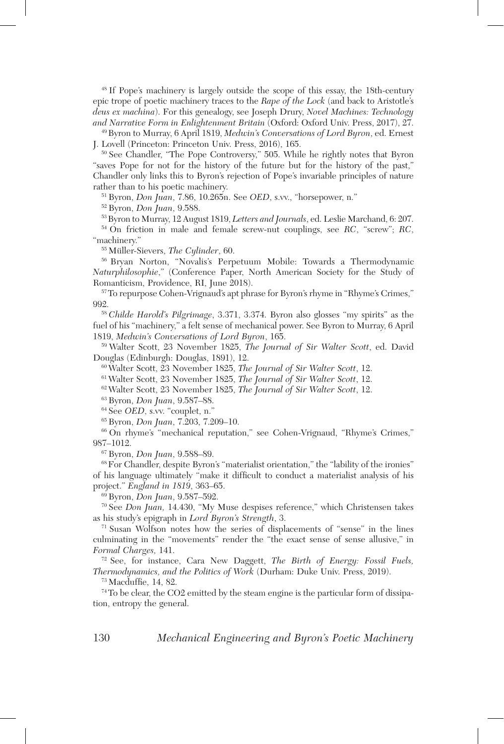[48] If Pope's machinery is largely outside the scope of this essay, the 18th-century epic trope of poetic machinery traces to the *Rape of the Lock* (and back to Aristotle's *deus ex machina*). For this genealogy, see Joseph Drury, *Novel Machines: Technology and Narrative Form in Enlightenment Britain* (Oxford: Oxford Univ. Press, 2017), 27.

[49] Byron to Murray, 6 April 1819, *Medwin's Conversations of Lord Byron*, ed. Ernest J. Lovell (Princeton: Princeton Univ. Press, 2016), 165.

[50] See Chandler, "The Pope Controversy," 505. While he rightly notes that Byron "saves Pope for not for the history of the future but for the history of the past," Chandler only links this to Byron's rejection of Pope's invariable principles of nature rather than to his poetic machinery.

[51] Byron, *Don Juan*, 7.86, 10.265n. See *OED*, s.vv., "horsepower, n."

[52] Byron, *Don Juan*, 9.588.

[53] Byron to Murray, 12 August 1819, *Letters and Journals*, ed. Leslie Marchand, 6: 207.

[54] On friction in male and female screw-nut couplings, see *RC*, "screw"; *RC*, "machinery."

[55] Müller-Sievers, *The Cylinder*, 60.

[56] Bryan Norton, "Novalis's Perpetuum Mobile: Towards a Thermodynamic *Naturphilosophie*," (Conference Paper, North American Society for the Study of Romanticism, Providence, RI, June 2018).

[57] To repurpose Cohen-Vrignaud's apt phrase for Byron's rhyme in "Rhyme's Crimes," 992.

[58] *Childe Harold's Pilgrimage*, 3.371, 3.374. Byron also glosses "my spirits" as the fuel of his "machinery," a felt sense of mechanical power. See Byron to Murray, 6 April 1819, *Medwin's Conversations of Lord Byron*, 165.

[59] Walter Scott, 23 November 1825, *The Journal of Sir Walter Scott*, ed. David Douglas (Edinburgh: Douglas, 1891), 12.

[60] Walter Scott, 23 November 1825, *The Journal of Sir Walter Scott*, 12.

[61] Walter Scott, 23 November 1825, *The Journal of Sir Walter Scott*, 12.

[62] Walter Scott, 23 November 1825, *The Journal of Sir Walter Scott*, 12.

[63] Byron, *Don Juan*, 9.587–88.

[64] See *OED*, s.vv. "couplet, n."

[65] Byron, *Don Juan*, 7.203, 7.209–10.

[66] On rhyme's "mechanical reputation," see Cohen-Vrignaud, "Rhyme's Crimes," 987–1012.

[67] Byron, *Don Juan*, 9.588–89.

[68] For Chandler, despite Byron's "materialist orientation," the "lability of the ironies" of his language ultimately "make it difficult to conduct a materialist analysis of his project." *England in 1819*, 363–65.

[69] Byron, *Don Juan*, 9.587–592.

[70] See *Don Juan,* 14.430, "My Muse despises reference," which Christensen takes as his study's epigraph in *Lord Byron's Strength,* 3.

[71] Susan Wolfson notes how the series of displacements of "sense" in the lines culminating in the "movements" render the "the exact sense of sense allusive," in *Formal Charges,* 141.

[72] See, for instance, Cara New Daggett, *The Birth of Energy: Fossil Fuels, Thermodynamics, and the Politics of Work* (Durham: Duke Univ. Press, 2019).

[73] Macduffie, 14, 82.

[74] To be clear, the $CO_2$ emitted by the steam engine is the particular form of dissipation, entropy the general.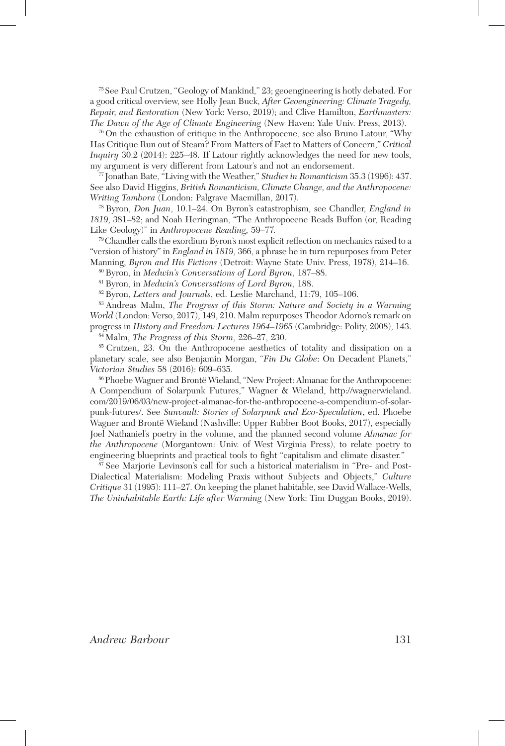[75] See Paul Crutzen, "Geology of Mankind," 23; geoengineering is hotly debated. For a good critical overview, see Holly Jean Buck, *After Geoengineering: Climate Tragedy, Repair, and Restoration* (New York: Verso, 2019); and Clive Hamilton, *Earthmasters: The Dawn of the Age of Climate Engineering* (New Haven: Yale Univ. Press, 2013).

[76] On the exhaustion of critique in the Anthropocene, see also Bruno Latour, "Why Has Critique Run out of Steam? From Matters of Fact to Matters of Concern," *Critical Inquiry* 30.2 (2014): 225–48. If Latour rightly acknowledges the need for new tools, my argument is very different from Latour's and not an endorsement.

[77] Jonathan Bate, "Living with the Weather," *Studies in Romanticism* 35.3 (1996): 437. See also David Higgins, *British Romanticism, Climate Change, and the Anthropocene: Writing Tambora* (London: Palgrave Macmillan, 2017).

[78] Byron, *Don Juan*, 10.1–24. On Byron's catastrophism, see Chandler, *England in 1819*, 381–82; and Noah Heringman, "The Anthropocene Reads Buffon (or, Reading Like Geology)" in *Anthropocene Reading*, 59–77.

[79] Chandler calls the exordium Byron's most explicit reflection on mechanics raised to a "version of history" in *England in 1819*, 366, a phrase he in turn repurposes from Peter Manning, *Byron and His Fictions* (Detroit: Wayne State Univ. Press, 1978), 214–16.

[80] Byron, in *Medwin's Conversations of Lord Byron*, 187–88.

[81] Byron, in *Medwin's Conversations of Lord Byron*, 188.

[82] Byron, *Letters and Journals*, ed. Leslie Marchand, 11:79, 105–106.

[83] Andreas Malm, *The Progress of this Storm: Nature and Society in a Warming World* (London: Verso, 2017), 149, 210. Malm repurposes Theodor Adorno's remark on progress in *History and Freedom: Lectures 1964–1965* (Cambridge: Polity, 2008), 143.

[84] Malm, *The Progress of this Storm*, 226–27, 230.

[85] Crutzen, 23. On the Anthropocene aesthetics of totality and dissipation on a planetary scale, see also Benjamin Morgan, "*Fin Du Globe*: On Decadent Planets," *Victorian Studies* 58 (2016): 609–635.

[86] Phoebe Wagner and Brontë Wieland, "New Project: Almanac for the Anthropocene: A Compendium of Solarpunk Futures," Wagner & Wieland, http://wagnerwieland.com/2019/06/03/new-project-almanac-for-the-anthropocene-a-compendium-of-solarpunk-futures/. See *Sunvault: Stories of Solarpunk and Eco-Speculation*, ed. Phoebe Wagner and Brontë Wieland (Nashville: Upper Rubber Boot Books, 2017), especially Joel Nathaniel's poetry in the volume, and the planned second volume *Almanac for the Anthropocene* (Morgantown: Univ. of West Virginia Press), to relate poetry to engineering blueprints and practical tools to fight "capitalism and climate disaster."

[87] See Marjorie Levinson's call for such a historical materialism in "Pre- and Post-Dialectical Materialism: Modeling Praxis without Subjects and Objects," *Culture Critique* 31 (1995): 111–27. On keeping the planet habitable, see David Wallace-Wells, *The Uninhabitable Earth: Life after Warming* (New York: Tim Duggan Books, 2019).